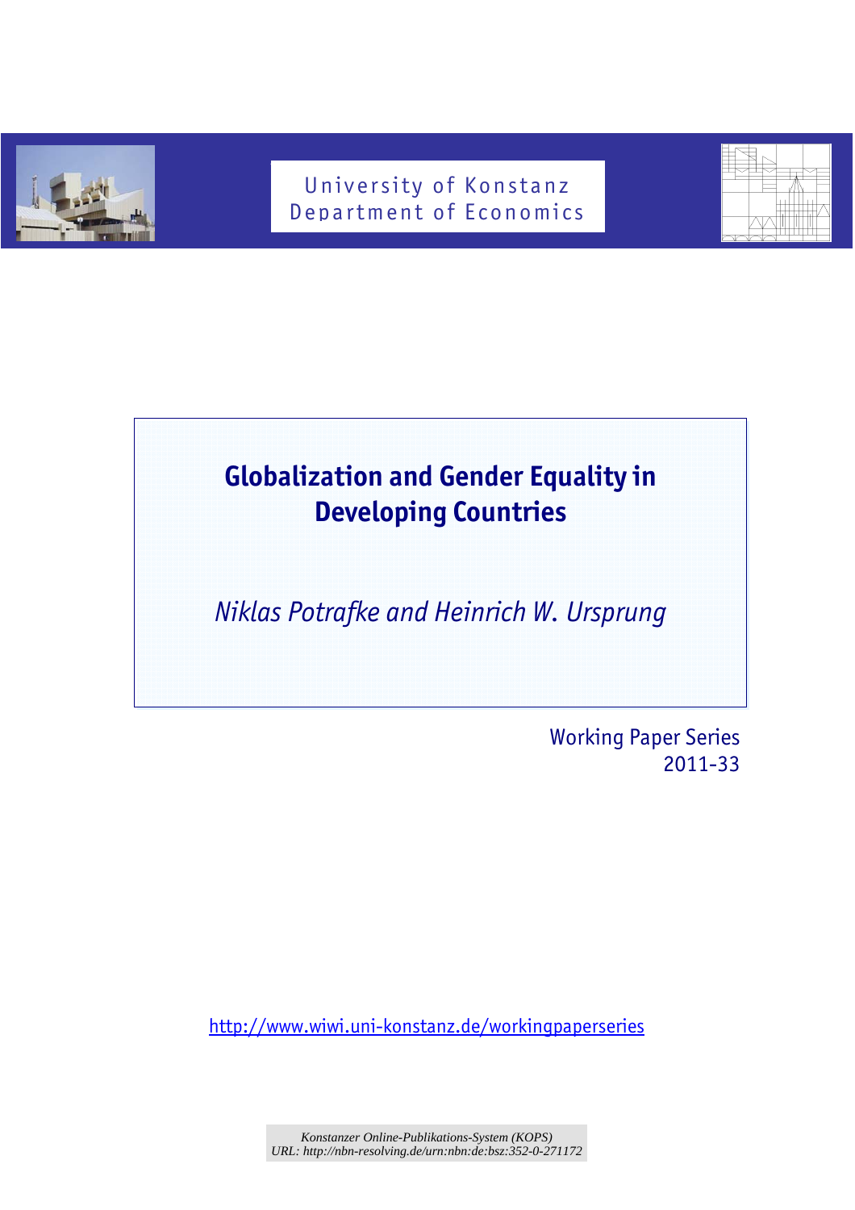University of Konstanz
Department of Economics

# Globalization and Gender Equality in Developing Countries

*Niklas Potrafke and Heinrich W. Ursprung*

Working Paper Series
2011-33

http://www.wiwi.uni-konstanz.de/workingpaperseries

Konstanzer Online-Publikations-System (KOPS)
URL: http://nbn-resolving.de/urn:nbn:de:bsz:352-0-271172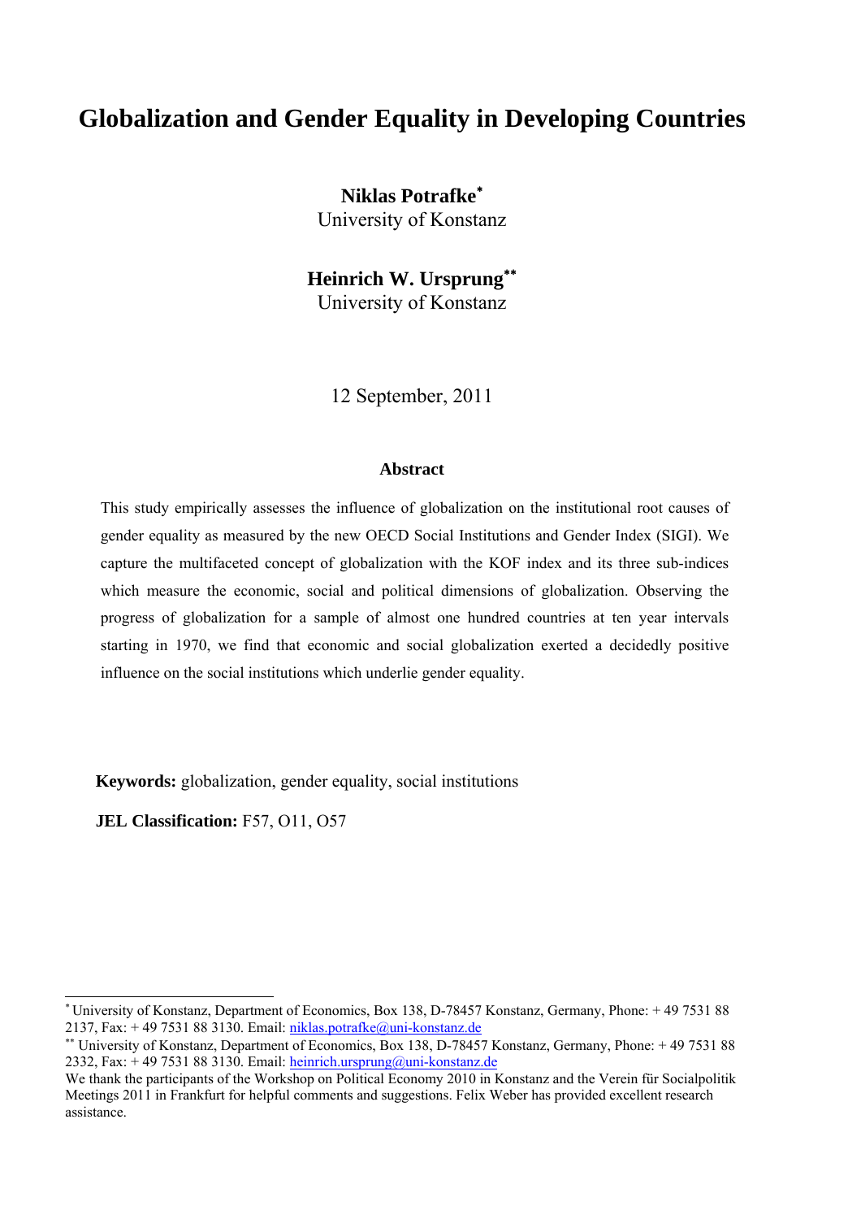# Globalization and Gender Equality in Developing Countries

**Niklas Potrafke**[*]
University of Konstanz

**Heinrich W. Ursprung**[**]
University of Konstanz

12 September, 2011

### Abstract

This study empirically assesses the influence of globalization on the institutional root causes of gender equality as measured by the new OECD Social Institutions and Gender Index (SIGI). We capture the multifaceted concept of globalization with the KOF index and its three sub-indices which measure the economic, social and political dimensions of globalization. Observing the progress of globalization for a sample of almost one hundred countries at ten year intervals starting in 1970, we find that economic and social globalization exerted a decidedly positive influence on the social institutions which underlie gender equality.

**Keywords:** globalization, gender equality, social institutions

**JEL Classification:** F57, O11, O57

---

[*] University of Konstanz, Department of Economics, Box 138, D-78457 Konstanz, Germany, Phone: + 49 7531 88 2137, Fax: + 49 7531 88 3130. Email: niklas.potrafke@uni-konstanz.de

[**] University of Konstanz, Department of Economics, Box 138, D-78457 Konstanz, Germany, Phone: + 49 7531 88 2332, Fax: + 49 7531 88 3130. Email: heinrich.ursprung@uni-konstanz.de

We thank the participants of the Workshop on Political Economy 2010 in Konstanz and the Verein für Socialpolitik Meetings 2011 in Frankfurt for helpful comments and suggestions. Felix Weber has provided excellent research assistance.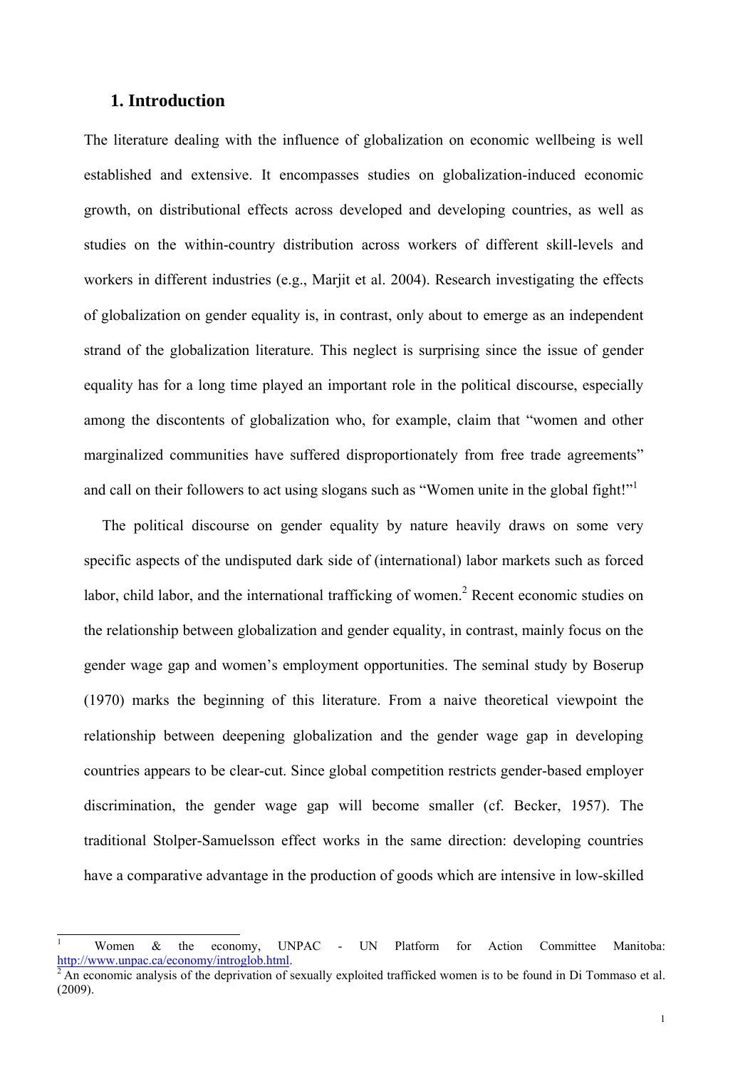## 1. Introduction

The literature dealing with the influence of globalization on economic wellbeing is well established and extensive. It encompasses studies on globalization-induced economic growth, on distributional effects across developed and developing countries, as well as studies on the within-country distribution across workers of different skill-levels and workers in different industries (e.g., Marjit et al. 2004). Research investigating the effects of globalization on gender equality is, in contrast, only about to emerge as an independent strand of the globalization literature. This neglect is surprising since the issue of gender equality has for a long time played an important role in the political discourse, especially among the discontents of globalization who, for example, claim that "women and other marginalized communities have suffered disproportionately from free trade agreements" and call on their followers to act using slogans such as "Women unite in the global fight!"[1]

The political discourse on gender equality by nature heavily draws on some very specific aspects of the undisputed dark side of (international) labor markets such as forced labor, child labor, and the international trafficking of women.[2] Recent economic studies on the relationship between globalization and gender equality, in contrast, mainly focus on the gender wage gap and women's employment opportunities. The seminal study by Boserup (1970) marks the beginning of this literature. From a naive theoretical viewpoint the relationship between deepening globalization and the gender wage gap in developing countries appears to be clear-cut. Since global competition restricts gender-based employer discrimination, the gender wage gap will become smaller (cf. Becker, 1957). The traditional Stolper-Samuelsson effect works in the same direction: developing countries have a comparative advantage in the production of goods which are intensive in low-skilled

[1] Women & the economy, UNPAC - UN Platform for Action Committee Manitoba: http://www.unpac.ca/economy/introglob.html.

[2] An economic analysis of the deprivation of sexually exploited trafficked women is to be found in Di Tommaso et al. (2009).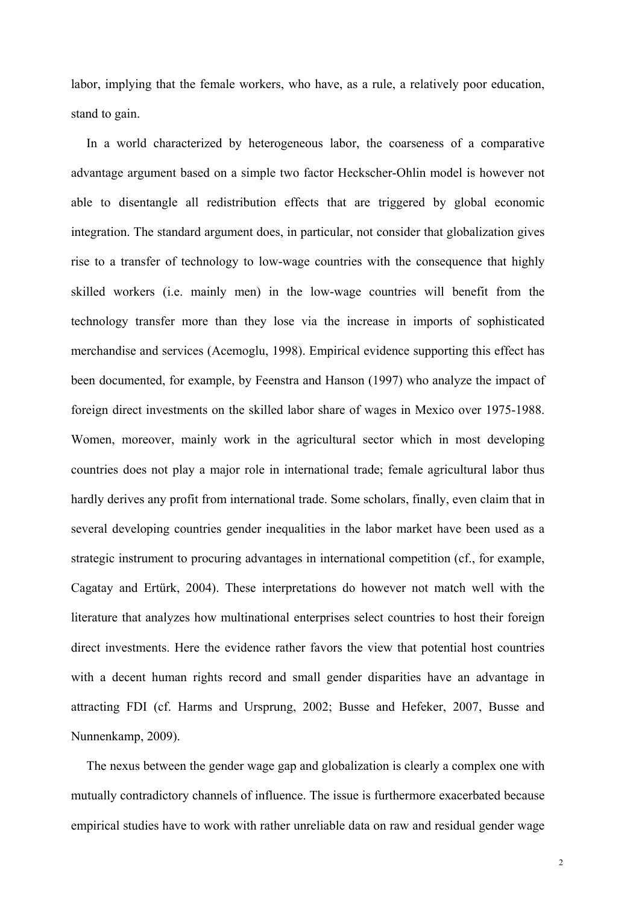labor, implying that the female workers, who have, as a rule, a relatively poor education, stand to gain.

In a world characterized by heterogeneous labor, the coarseness of a comparative advantage argument based on a simple two factor Heckscher-Ohlin model is however not able to disentangle all redistribution effects that are triggered by global economic integration. The standard argument does, in particular, not consider that globalization gives rise to a transfer of technology to low-wage countries with the consequence that highly skilled workers (i.e. mainly men) in the low-wage countries will benefit from the technology transfer more than they lose via the increase in imports of sophisticated merchandise and services (Acemoglu, 1998). Empirical evidence supporting this effect has been documented, for example, by Feenstra and Hanson (1997) who analyze the impact of foreign direct investments on the skilled labor share of wages in Mexico over 1975-1988. Women, moreover, mainly work in the agricultural sector which in most developing countries does not play a major role in international trade; female agricultural labor thus hardly derives any profit from international trade. Some scholars, finally, even claim that in several developing countries gender inequalities in the labor market have been used as a strategic instrument to procuring advantages in international competition (cf., for example, Cagatay and Ertürk, 2004). These interpretations do however not match well with the literature that analyzes how multinational enterprises select countries to host their foreign direct investments. Here the evidence rather favors the view that potential host countries with a decent human rights record and small gender disparities have an advantage in attracting FDI (cf. Harms and Ursprung, 2002; Busse and Hefeker, 2007, Busse and Nunnenkamp, 2009).

The nexus between the gender wage gap and globalization is clearly a complex one with mutually contradictory channels of influence. The issue is furthermore exacerbated because empirical studies have to work with rather unreliable data on raw and residual gender wage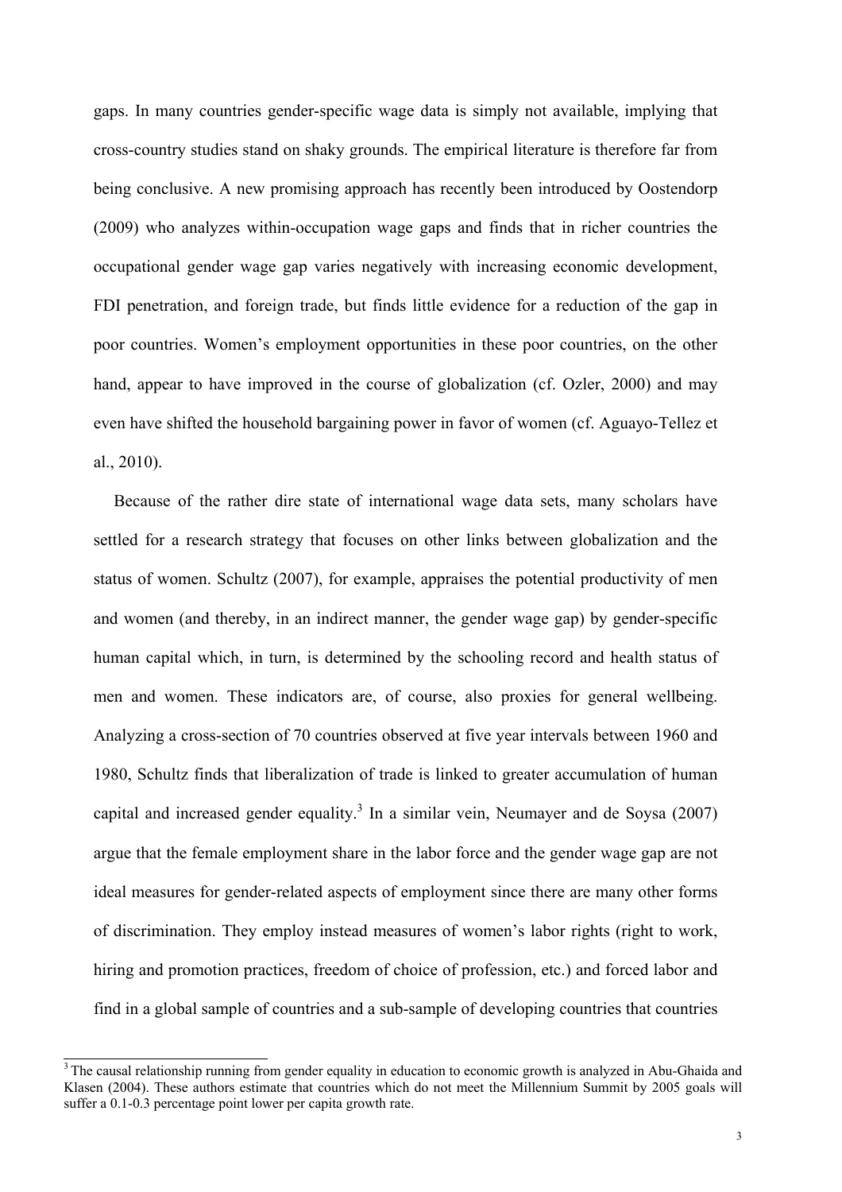gaps. In many countries gender-specific wage data is simply not available, implying that cross-country studies stand on shaky grounds. The empirical literature is therefore far from being conclusive. A new promising approach has recently been introduced by Oostendorp (2009) who analyzes within-occupation wage gaps and finds that in richer countries the occupational gender wage gap varies negatively with increasing economic development, FDI penetration, and foreign trade, but finds little evidence for a reduction of the gap in poor countries. Women's employment opportunities in these poor countries, on the other hand, appear to have improved in the course of globalization (cf. Ozler, 2000) and may even have shifted the household bargaining power in favor of women (cf. Aguayo-Tellez et al., 2010).

Because of the rather dire state of international wage data sets, many scholars have settled for a research strategy that focuses on other links between globalization and the status of women. Schultz (2007), for example, appraises the potential productivity of men and women (and thereby, in an indirect manner, the gender wage gap) by gender-specific human capital which, in turn, is determined by the schooling record and health status of men and women. These indicators are, of course, also proxies for general wellbeing. Analyzing a cross-section of 70 countries observed at five year intervals between 1960 and 1980, Schultz finds that liberalization of trade is linked to greater accumulation of human capital and increased gender equality.[3] In a similar vein, Neumayer and de Soysa (2007) argue that the female employment share in the labor force and the gender wage gap are not ideal measures for gender-related aspects of employment since there are many other forms of discrimination. They employ instead measures of women's labor rights (right to work, hiring and promotion practices, freedom of choice of profession, etc.) and forced labor and find in a global sample of countries and a sub-sample of developing countries that countries

[3] The causal relationship running from gender equality in education to economic growth is analyzed in Abu-Ghaida and Klasen (2004). These authors estimate that countries which do not meet the Millennium Summit by 2005 goals will suffer a 0.1-0.3 percentage point lower per capita growth rate.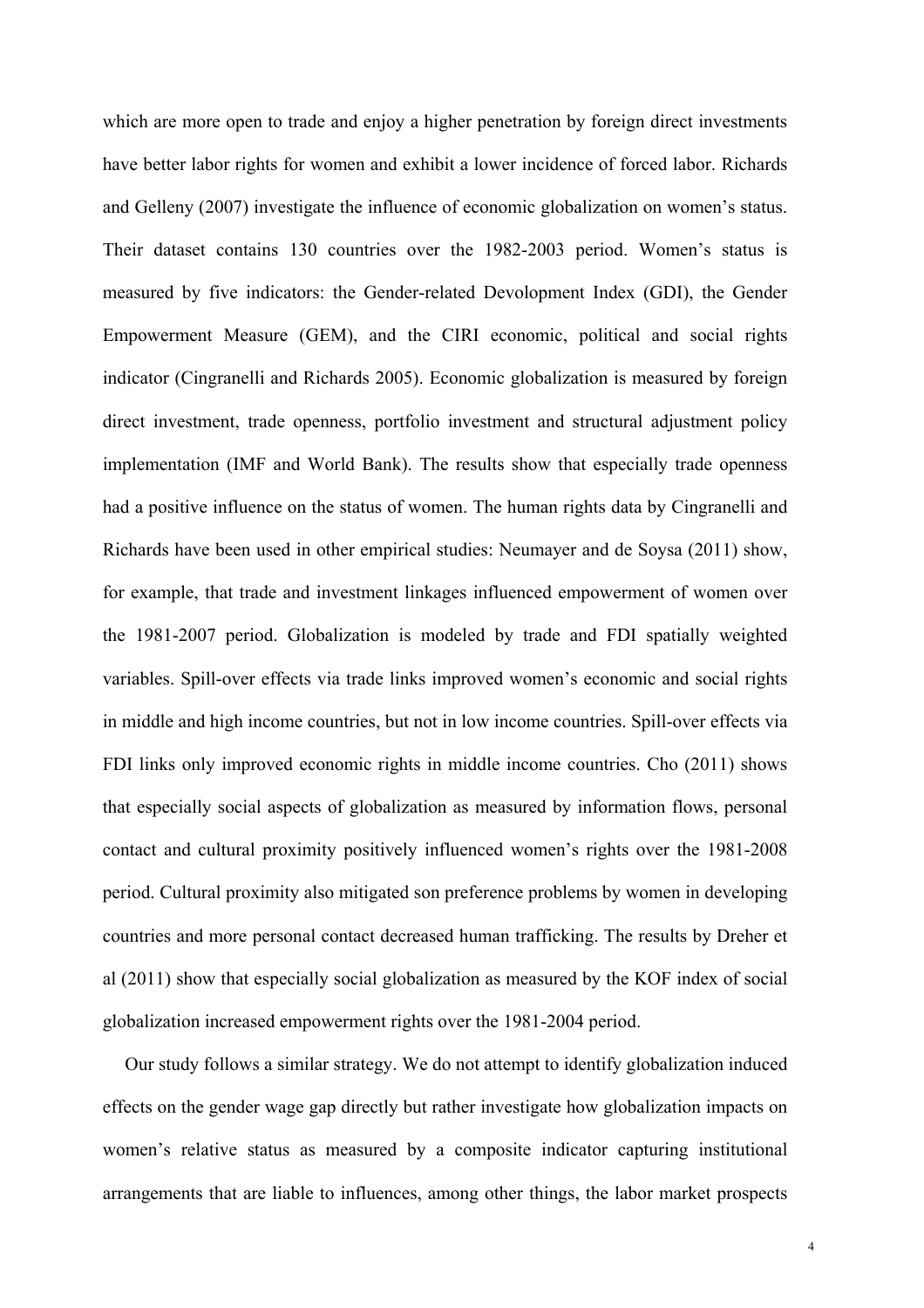which are more open to trade and enjoy a higher penetration by foreign direct investments have better labor rights for women and exhibit a lower incidence of forced labor. Richards and Gelleny (2007) investigate the influence of economic globalization on women's status. Their dataset contains 130 countries over the 1982-2003 period. Women's status is measured by five indicators: the Gender-related Devolopment Index (GDI), the Gender Empowerment Measure (GEM), and the CIRI economic, political and social rights indicator (Cingranelli and Richards 2005). Economic globalization is measured by foreign direct investment, trade openness, portfolio investment and structural adjustment policy implementation (IMF and World Bank). The results show that especially trade openness had a positive influence on the status of women. The human rights data by Cingranelli and Richards have been used in other empirical studies: Neumayer and de Soysa (2011) show, for example, that trade and investment linkages influenced empowerment of women over the 1981-2007 period. Globalization is modeled by trade and FDI spatially weighted variables. Spill-over effects via trade links improved women's economic and social rights in middle and high income countries, but not in low income countries. Spill-over effects via FDI links only improved economic rights in middle income countries. Cho (2011) shows that especially social aspects of globalization as measured by information flows, personal contact and cultural proximity positively influenced women's rights over the 1981-2008 period. Cultural proximity also mitigated son preference problems by women in developing countries and more personal contact decreased human trafficking. The results by Dreher et al (2011) show that especially social globalization as measured by the KOF index of social globalization increased empowerment rights over the 1981-2004 period.

Our study follows a similar strategy. We do not attempt to identify globalization induced effects on the gender wage gap directly but rather investigate how globalization impacts on women's relative status as measured by a composite indicator capturing institutional arrangements that are liable to influences, among other things, the labor market prospects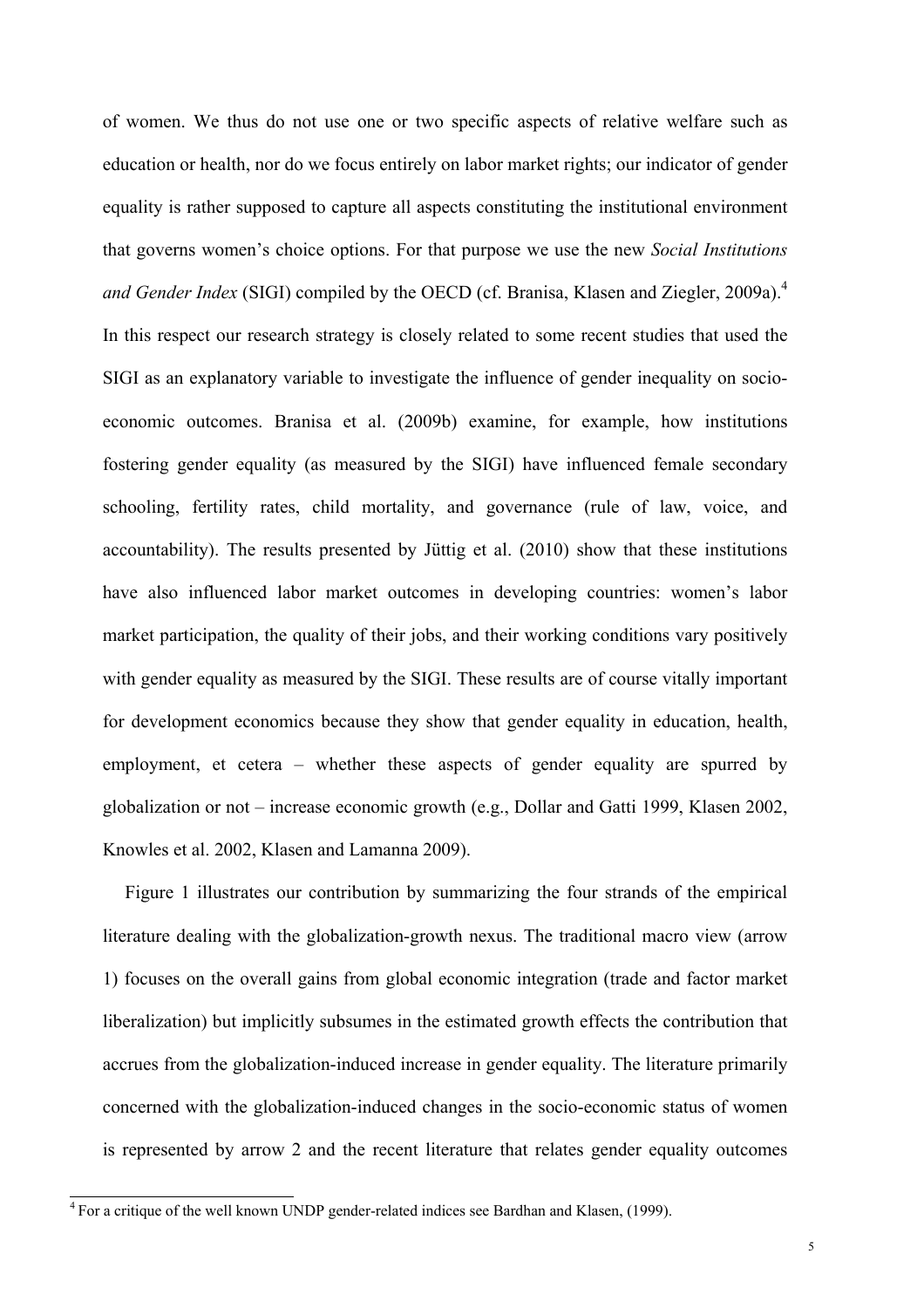of women. We thus do not use one or two specific aspects of relative welfare such as education or health, nor do we focus entirely on labor market rights; our indicator of gender equality is rather supposed to capture all aspects constituting the institutional environment that governs women's choice options. For that purpose we use the new *Social Institutions and Gender Index* (SIGI) compiled by the OECD (cf. Branisa, Klasen and Ziegler, 2009a).[4] In this respect our research strategy is closely related to some recent studies that used the SIGI as an explanatory variable to investigate the influence of gender inequality on socio-economic outcomes. Branisa et al. (2009b) examine, for example, how institutions fostering gender equality (as measured by the SIGI) have influenced female secondary schooling, fertility rates, child mortality, and governance (rule of law, voice, and accountability). The results presented by Jüttig et al. (2010) show that these institutions have also influenced labor market outcomes in developing countries: women's labor market participation, the quality of their jobs, and their working conditions vary positively with gender equality as measured by the SIGI. These results are of course vitally important for development economics because they show that gender equality in education, health, employment, et cetera – whether these aspects of gender equality are spurred by globalization or not – increase economic growth (e.g., Dollar and Gatti 1999, Klasen 2002, Knowles et al. 2002, Klasen and Lamanna 2009).

Figure 1 illustrates our contribution by summarizing the four strands of the empirical literature dealing with the globalization-growth nexus. The traditional macro view (arrow 1) focuses on the overall gains from global economic integration (trade and factor market liberalization) but implicitly subsumes in the estimated growth effects the contribution that accrues from the globalization-induced increase in gender equality. The literature primarily concerned with the globalization-induced changes in the socio-economic status of women is represented by arrow 2 and the recent literature that relates gender equality outcomes

[4] For a critique of the well known UNDP gender-related indices see Bardhan and Klasen, (1999).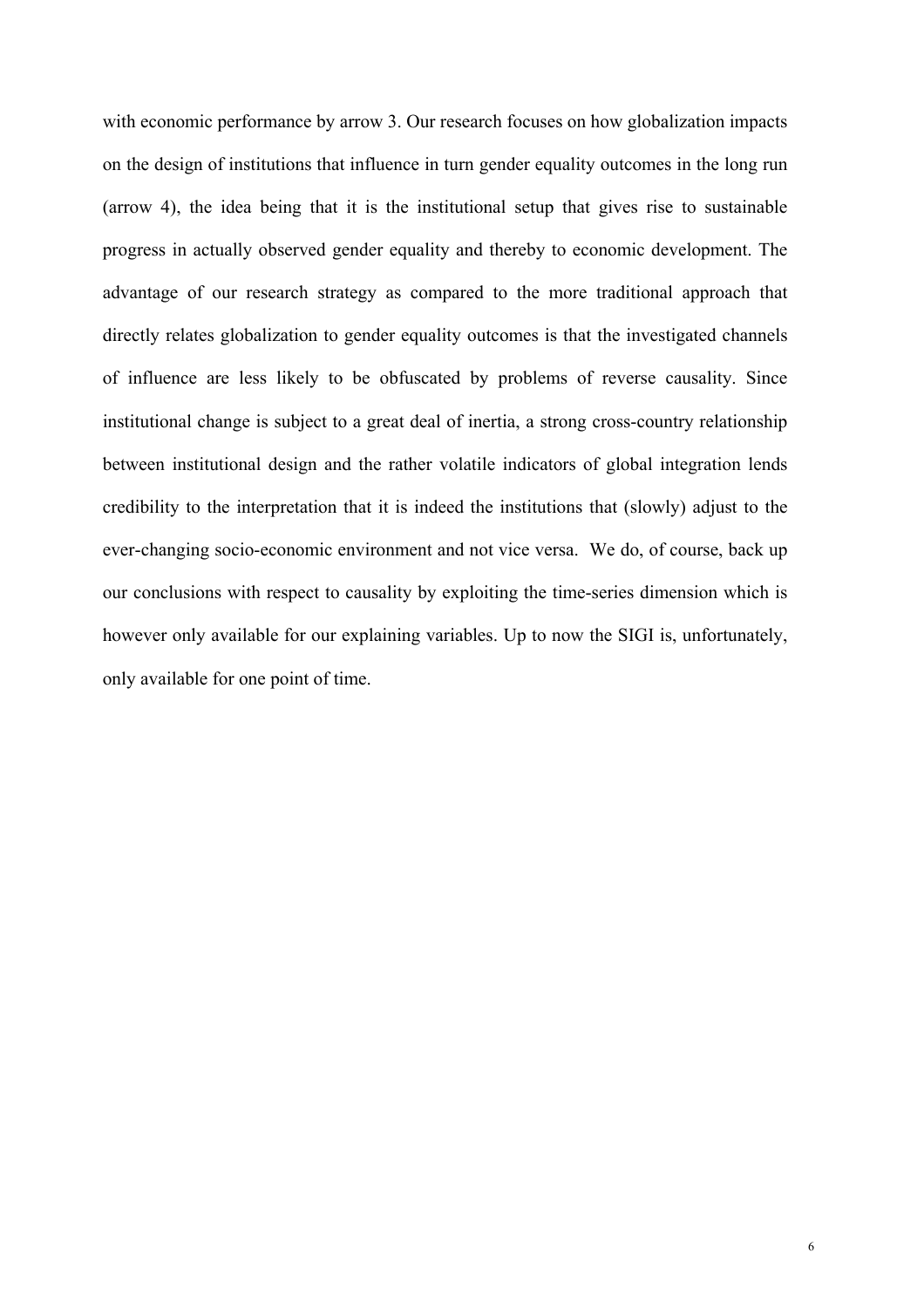with economic performance by arrow 3. Our research focuses on how globalization impacts on the design of institutions that influence in turn gender equality outcomes in the long run (arrow 4), the idea being that it is the institutional setup that gives rise to sustainable progress in actually observed gender equality and thereby to economic development. The advantage of our research strategy as compared to the more traditional approach that directly relates globalization to gender equality outcomes is that the investigated channels of influence are less likely to be obfuscated by problems of reverse causality. Since institutional change is subject to a great deal of inertia, a strong cross-country relationship between institutional design and the rather volatile indicators of global integration lends credibility to the interpretation that it is indeed the institutions that (slowly) adjust to the ever-changing socio-economic environment and not vice versa. We do, of course, back up our conclusions with respect to causality by exploiting the time-series dimension which is however only available for our explaining variables. Up to now the SIGI is, unfortunately, only available for one point of time.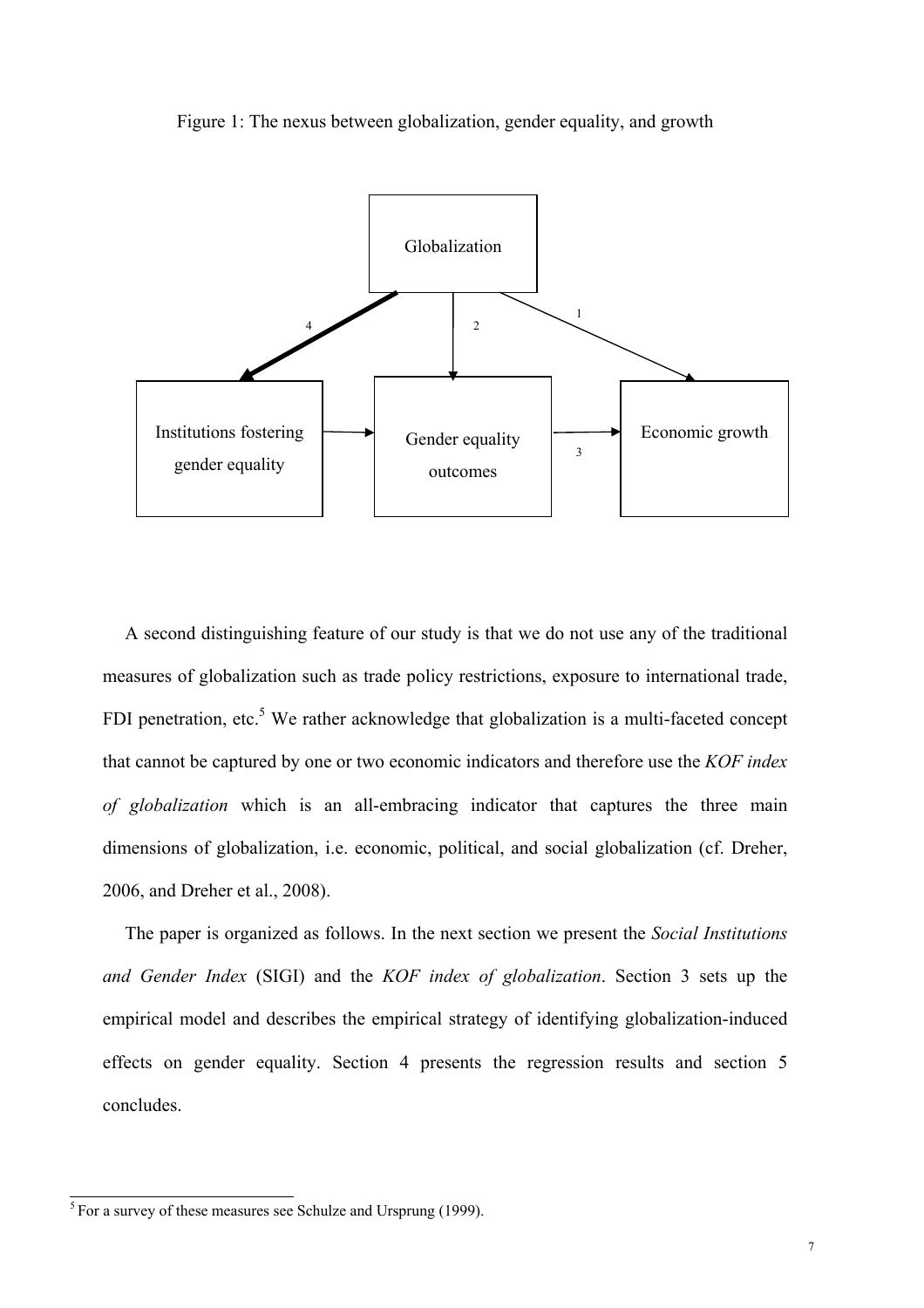Figure 1: The nexus between globalization, gender equality, and growth

A second distinguishing feature of our study is that we do not use any of the traditional measures of globalization such as trade policy restrictions, exposure to international trade, FDI penetration, etc.[5] We rather acknowledge that globalization is a multi-faceted concept that cannot be captured by one or two economic indicators and therefore use the *KOF index of globalization* which is an all-embracing indicator that captures the three main dimensions of globalization, i.e. economic, political, and social globalization (cf. Dreher, 2006, and Dreher et al., 2008).

The paper is organized as follows. In the next section we present the *Social Institutions and Gender Index* (SIGI) and the *KOF index of globalization*. Section 3 sets up the empirical model and describes the empirical strategy of identifying globalization-induced effects on gender equality. Section 4 presents the regression results and section 5 concludes.

[5] For a survey of these measures see Schulze and Ursprung (1999).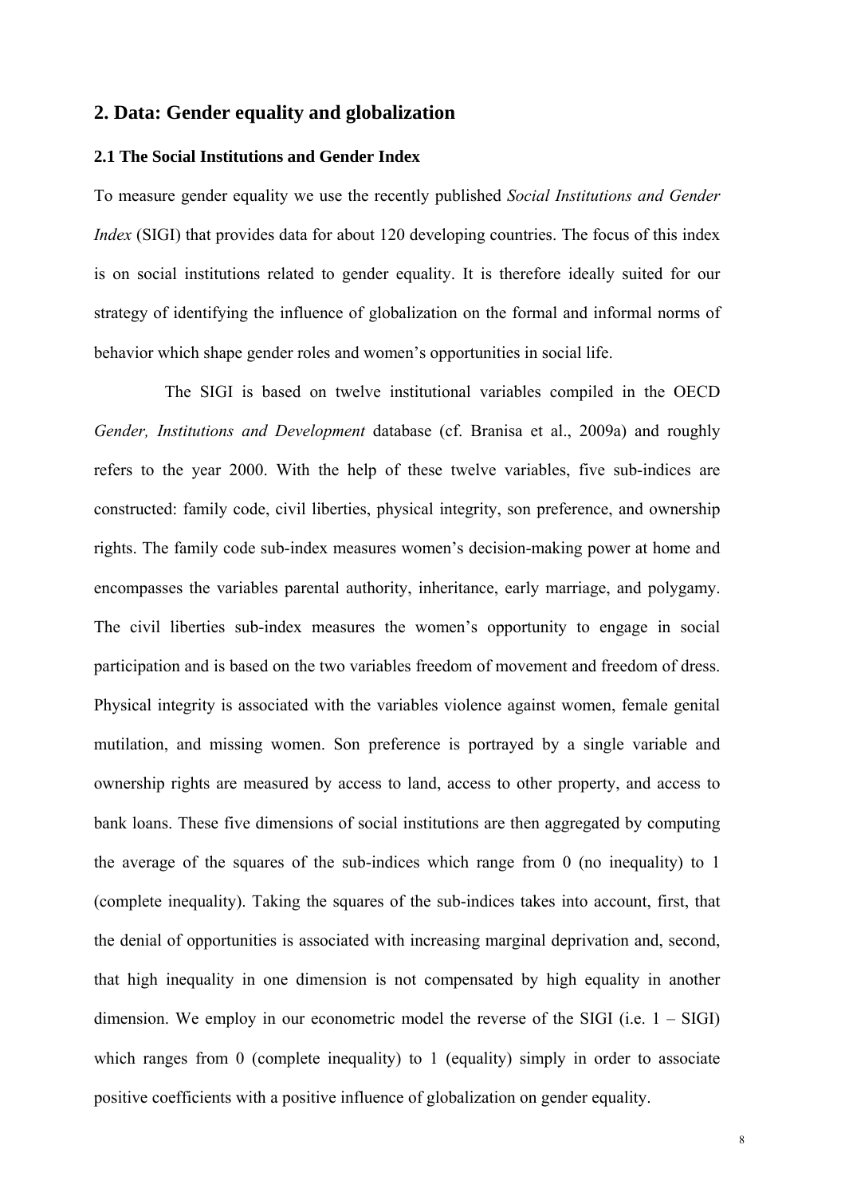## 2. Data: Gender equality and globalization

### 2.1 The Social Institutions and Gender Index

To measure gender equality we use the recently published *Social Institutions and Gender Index* (SIGI) that provides data for about 120 developing countries. The focus of this index is on social institutions related to gender equality. It is therefore ideally suited for our strategy of identifying the influence of globalization on the formal and informal norms of behavior which shape gender roles and women's opportunities in social life.

The SIGI is based on twelve institutional variables compiled in the OECD *Gender, Institutions and Development* database (cf. Branisa et al., 2009a) and roughly refers to the year 2000. With the help of these twelve variables, five sub-indices are constructed: family code, civil liberties, physical integrity, son preference, and ownership rights. The family code sub-index measures women's decision-making power at home and encompasses the variables parental authority, inheritance, early marriage, and polygamy. The civil liberties sub-index measures the women's opportunity to engage in social participation and is based on the two variables freedom of movement and freedom of dress. Physical integrity is associated with the variables violence against women, female genital mutilation, and missing women. Son preference is portrayed by a single variable and ownership rights are measured by access to land, access to other property, and access to bank loans. These five dimensions of social institutions are then aggregated by computing the average of the squares of the sub-indices which range from 0 (no inequality) to 1 (complete inequality). Taking the squares of the sub-indices takes into account, first, that the denial of opportunities is associated with increasing marginal deprivation and, second, that high inequality in one dimension is not compensated by high equality in another dimension. We employ in our econometric model the reverse of the SIGI (i.e. 1 – SIGI) which ranges from 0 (complete inequality) to 1 (equality) simply in order to associate positive coefficients with a positive influence of globalization on gender equality.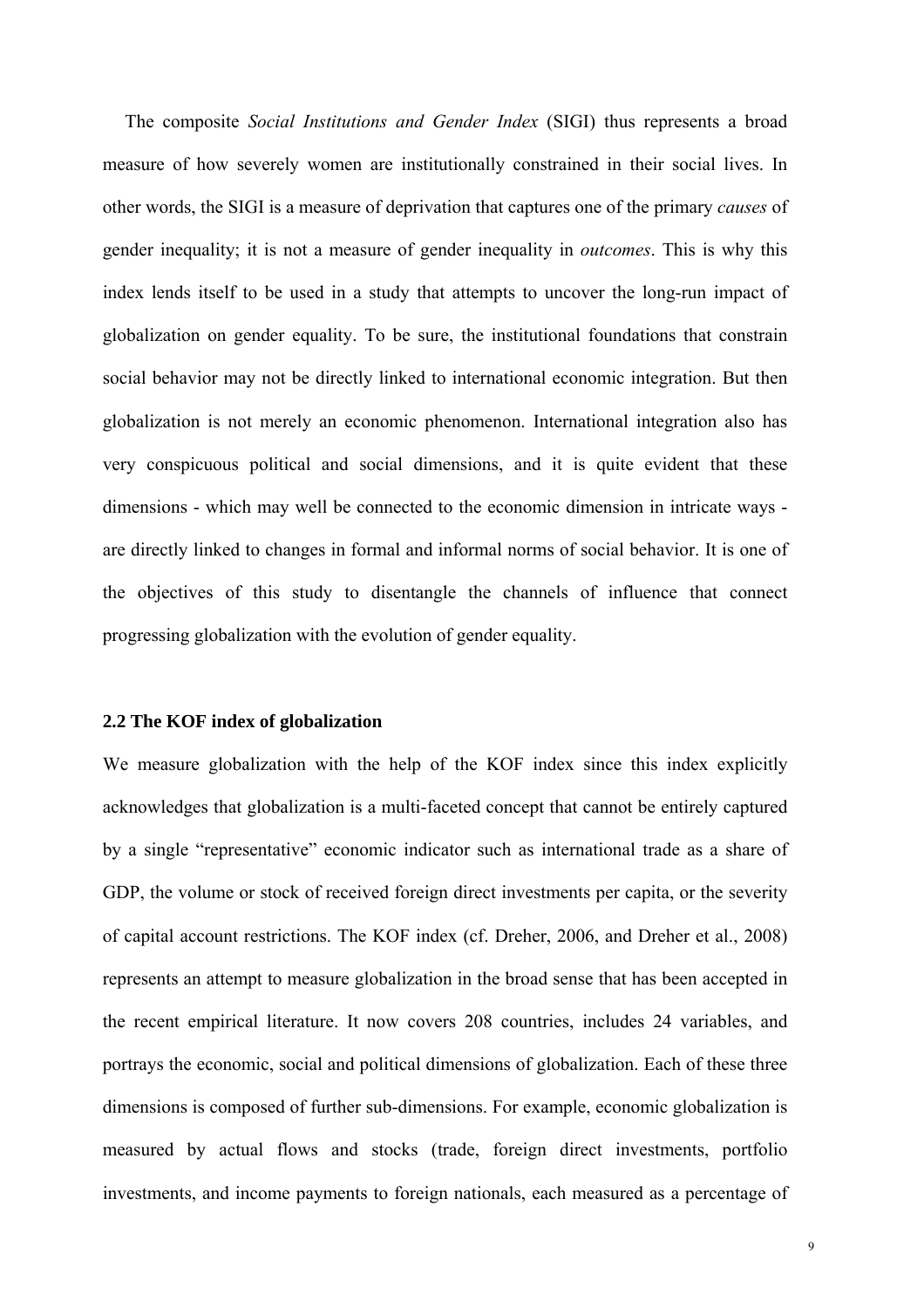The composite *Social Institutions and Gender Index* (SIGI) thus represents a broad measure of how severely women are institutionally constrained in their social lives. In other words, the SIGI is a measure of deprivation that captures one of the primary *causes* of gender inequality; it is not a measure of gender inequality in *outcomes*. This is why this index lends itself to be used in a study that attempts to uncover the long-run impact of globalization on gender equality. To be sure, the institutional foundations that constrain social behavior may not be directly linked to international economic integration. But then globalization is not merely an economic phenomenon. International integration also has very conspicuous political and social dimensions, and it is quite evident that these dimensions - which may well be connected to the economic dimension in intricate ways - are directly linked to changes in formal and informal norms of social behavior. It is one of the objectives of this study to disentangle the channels of influence that connect progressing globalization with the evolution of gender equality.

## 2.2 The KOF index of globalization

We measure globalization with the help of the KOF index since this index explicitly acknowledges that globalization is a multi-faceted concept that cannot be entirely captured by a single "representative" economic indicator such as international trade as a share of GDP, the volume or stock of received foreign direct investments per capita, or the severity of capital account restrictions. The KOF index (cf. Dreher, 2006, and Dreher et al., 2008) represents an attempt to measure globalization in the broad sense that has been accepted in the recent empirical literature. It now covers 208 countries, includes 24 variables, and portrays the economic, social and political dimensions of globalization. Each of these three dimensions is composed of further sub-dimensions. For example, economic globalization is measured by actual flows and stocks (trade, foreign direct investments, portfolio investments, and income payments to foreign nationals, each measured as a percentage of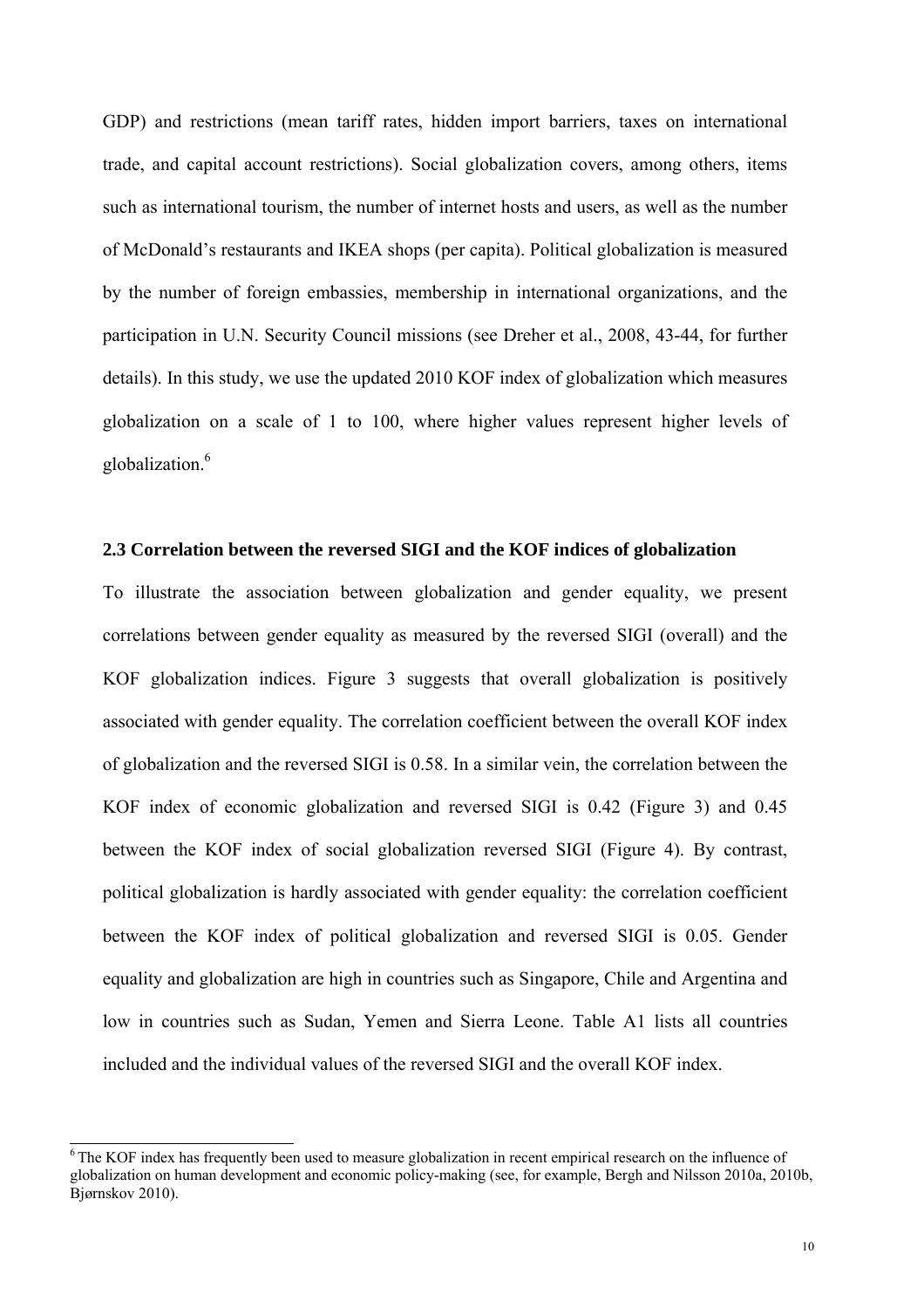GDP) and restrictions (mean tariff rates, hidden import barriers, taxes on international trade, and capital account restrictions). Social globalization covers, among others, items such as international tourism, the number of internet hosts and users, as well as the number of McDonald's restaurants and IKEA shops (per capita). Political globalization is measured by the number of foreign embassies, membership in international organizations, and the participation in U.N. Security Council missions (see Dreher et al., 2008, 43-44, for further details). In this study, we use the updated 2010 KOF index of globalization which measures globalization on a scale of 1 to 100, where higher values represent higher levels of globalization.[6]

### 2.3 Correlation between the reversed SIGI and the KOF indices of globalization

To illustrate the association between globalization and gender equality, we present correlations between gender equality as measured by the reversed SIGI (overall) and the KOF globalization indices. Figure 3 suggests that overall globalization is positively associated with gender equality. The correlation coefficient between the overall KOF index of globalization and the reversed SIGI is 0.58. In a similar vein, the correlation between the KOF index of economic globalization and reversed SIGI is 0.42 (Figure 3) and 0.45 between the KOF index of social globalization reversed SIGI (Figure 4). By contrast, political globalization is hardly associated with gender equality: the correlation coefficient between the KOF index of political globalization and reversed SIGI is 0.05. Gender equality and globalization are high in countries such as Singapore, Chile and Argentina and low in countries such as Sudan, Yemen and Sierra Leone. Table A1 lists all countries included and the individual values of the reversed SIGI and the overall KOF index.

[6] The KOF index has frequently been used to measure globalization in recent empirical research on the influence of globalization on human development and economic policy-making (see, for example, Bergh and Nilsson 2010a, 2010b, Bjørnskov 2010).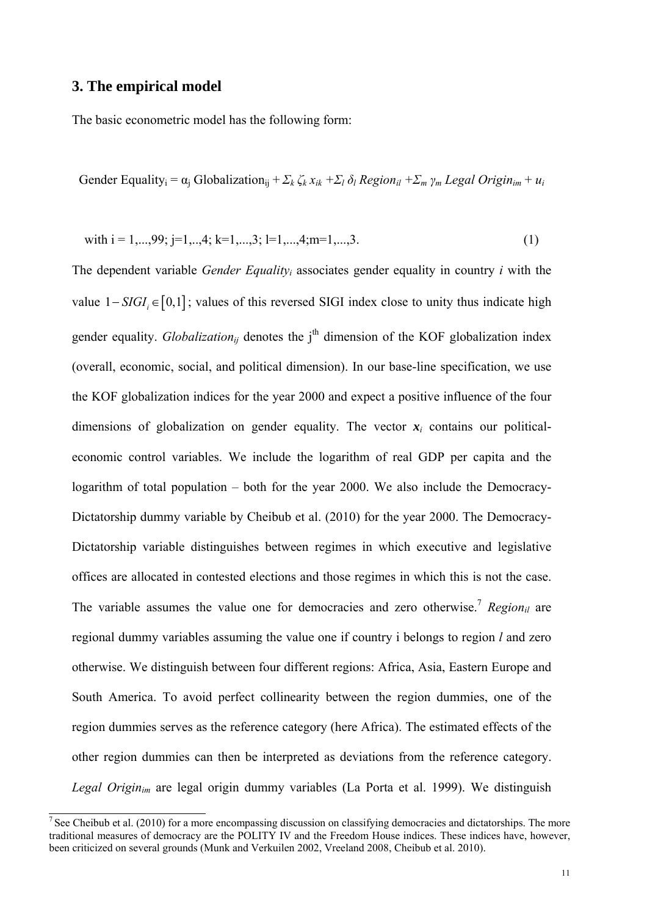## 3. The empirical model

The basic econometric model has the following form:

$$\text{Gender Equality}_i = \alpha_j \text{ Globalization}_{ij} + \Sigma_k \zeta_k x_{ik} + \Sigma_l \delta_l \textit{Region}_{il} + \Sigma_m \gamma_m \textit{Legal Origin}_{im} + u_i$$

$$\text{with } i = 1,...,99;\ j=1,..,4;\ k=1,...,3;\ l=1,...,4; m=1,...,3. \qquad (1)$$

The dependent variable *Gender Equality*$_i$ associates gender equality in country *i* with the value $1 - SIGI_i \in [0,1]$; values of this reversed SIGI index close to unity thus indicate high gender equality. *Globalization*$_{ij}$ denotes the j[th] dimension of the KOF globalization index (overall, economic, social, and political dimension). In our base-line specification, we use the KOF globalization indices for the year 2000 and expect a positive influence of the four dimensions of globalization on gender equality. The vector $\boldsymbol{x}_i$ contains our political-economic control variables. We include the logarithm of real GDP per capita and the logarithm of total population – both for the year 2000. We also include the Democracy-Dictatorship dummy variable by Cheibub et al. (2010) for the year 2000. The Democracy-Dictatorship variable distinguishes between regimes in which executive and legislative offices are allocated in contested elections and those regimes in which this is not the case. The variable assumes the value one for democracies and zero otherwise.[7] *Region*$_{il}$ are regional dummy variables assuming the value one if country i belongs to region *l* and zero otherwise. We distinguish between four different regions: Africa, Asia, Eastern Europe and South America. To avoid perfect collinearity between the region dummies, one of the region dummies serves as the reference category (here Africa). The estimated effects of the other region dummies can then be interpreted as deviations from the reference category. *Legal Origin*$_{im}$ are legal origin dummy variables (La Porta et al. 1999). We distinguish

[7] See Cheibub et al. (2010) for a more encompassing discussion on classifying democracies and dictatorships. The more traditional measures of democracy are the POLITY IV and the Freedom House indices. These indices have, however, been criticized on several grounds (Munk and Verkuilen 2002, Vreeland 2008, Cheibub et al. 2010).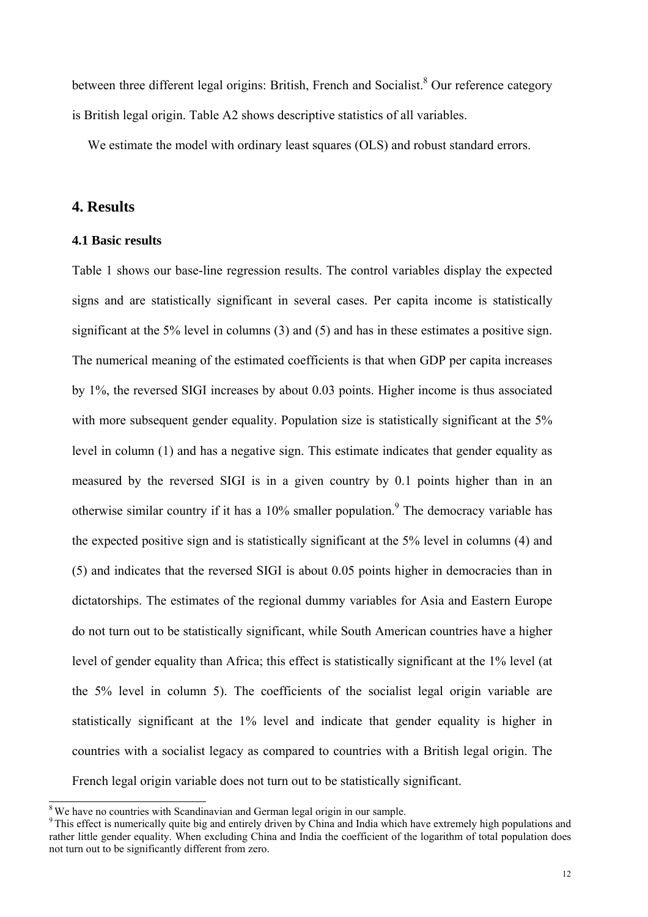between three different legal origins: British, French and Socialist.[8] Our reference category is British legal origin. Table A2 shows descriptive statistics of all variables.

We estimate the model with ordinary least squares (OLS) and robust standard errors.

## 4. Results

### 4.1 Basic results

Table 1 shows our base-line regression results. The control variables display the expected signs and are statistically significant in several cases. Per capita income is statistically significant at the 5% level in columns (3) and (5) and has in these estimates a positive sign. The numerical meaning of the estimated coefficients is that when GDP per capita increases by 1%, the reversed SIGI increases by about 0.03 points. Higher income is thus associated with more subsequent gender equality. Population size is statistically significant at the 5% level in column (1) and has a negative sign. This estimate indicates that gender equality as measured by the reversed SIGI is in a given country by 0.1 points higher than in an otherwise similar country if it has a 10% smaller population.[9] The democracy variable has the expected positive sign and is statistically significant at the 5% level in columns (4) and (5) and indicates that the reversed SIGI is about 0.05 points higher in democracies than in dictatorships. The estimates of the regional dummy variables for Asia and Eastern Europe do not turn out to be statistically significant, while South American countries have a higher level of gender equality than Africa; this effect is statistically significant at the 1% level (at the 5% level in column 5). The coefficients of the socialist legal origin variable are statistically significant at the 1% level and indicate that gender equality is higher in countries with a socialist legacy as compared to countries with a British legal origin. The French legal origin variable does not turn out to be statistically significant.

[8] We have no countries with Scandinavian and German legal origin in our sample.

[9] This effect is numerically quite big and entirely driven by China and India which have extremely high populations and rather little gender equality. When excluding China and India the coefficient of the logarithm of total population does not turn out to be significantly different from zero.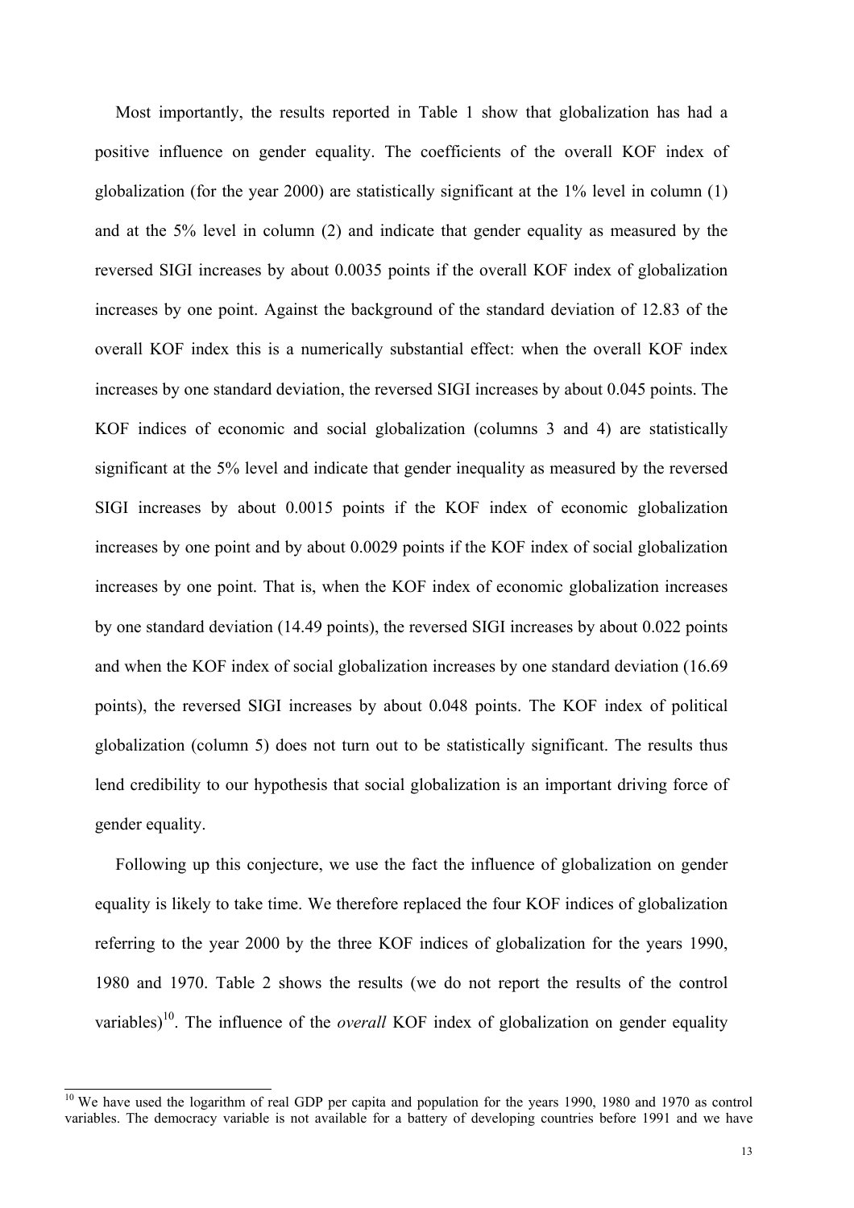Most importantly, the results reported in Table 1 show that globalization has had a positive influence on gender equality. The coefficients of the overall KOF index of globalization (for the year 2000) are statistically significant at the 1% level in column (1) and at the 5% level in column (2) and indicate that gender equality as measured by the reversed SIGI increases by about 0.0035 points if the overall KOF index of globalization increases by one point. Against the background of the standard deviation of 12.83 of the overall KOF index this is a numerically substantial effect: when the overall KOF index increases by one standard deviation, the reversed SIGI increases by about 0.045 points. The KOF indices of economic and social globalization (columns 3 and 4) are statistically significant at the 5% level and indicate that gender inequality as measured by the reversed SIGI increases by about 0.0015 points if the KOF index of economic globalization increases by one point and by about 0.0029 points if the KOF index of social globalization increases by one point. That is, when the KOF index of economic globalization increases by one standard deviation (14.49 points), the reversed SIGI increases by about 0.022 points and when the KOF index of social globalization increases by one standard deviation (16.69 points), the reversed SIGI increases by about 0.048 points. The KOF index of political globalization (column 5) does not turn out to be statistically significant. The results thus lend credibility to our hypothesis that social globalization is an important driving force of gender equality.

Following up this conjecture, we use the fact the influence of globalization on gender equality is likely to take time. We therefore replaced the four KOF indices of globalization referring to the year 2000 by the three KOF indices of globalization for the years 1990, 1980 and 1970. Table 2 shows the results (we do not report the results of the control variables)[10]. The influence of the *overall* KOF index of globalization on gender equality

[10] We have used the logarithm of real GDP per capita and population for the years 1990, 1980 and 1970 as control variables. The democracy variable is not available for a battery of developing countries before 1991 and we have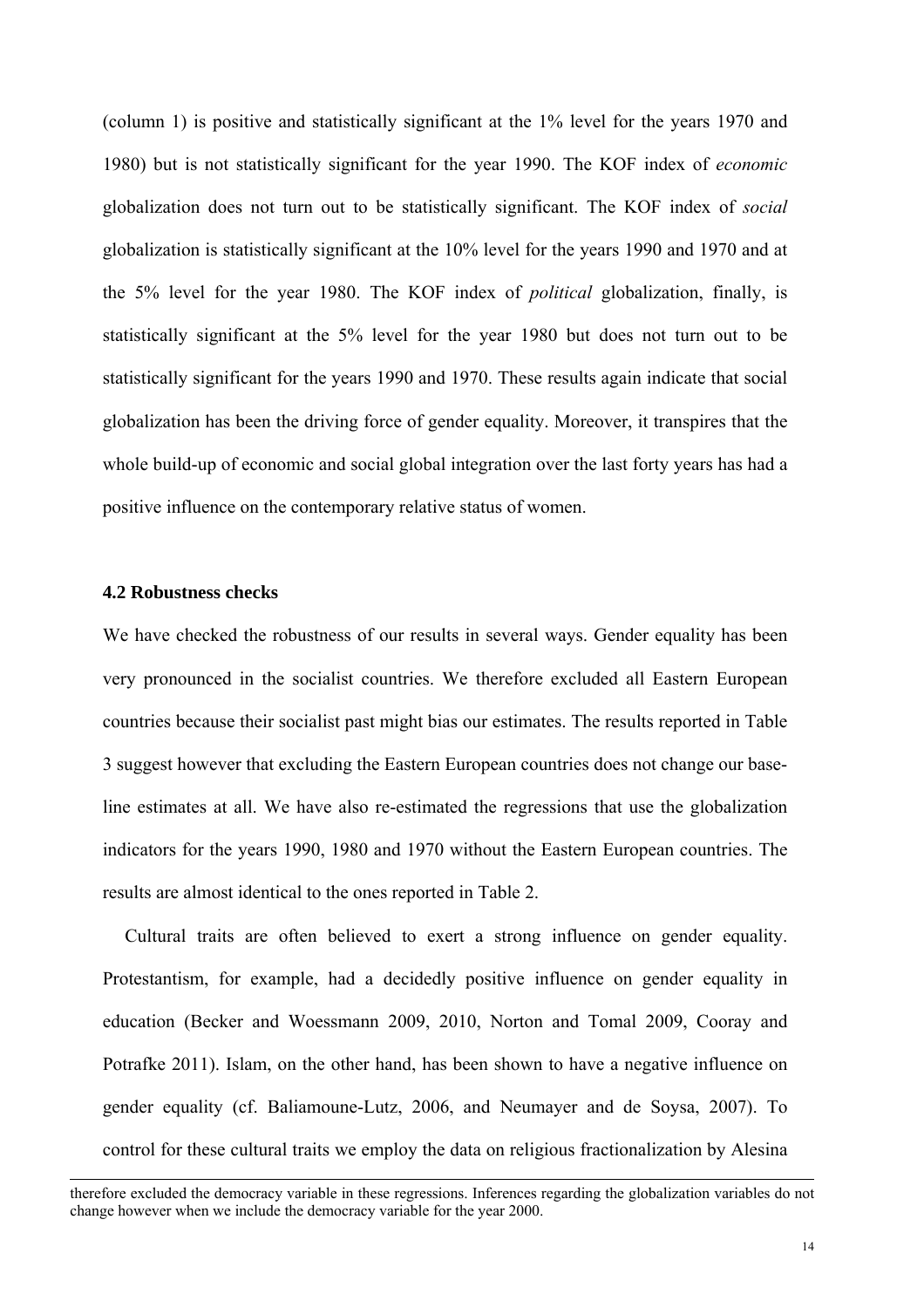(column 1) is positive and statistically significant at the 1% level for the years 1970 and 1980) but is not statistically significant for the year 1990. The KOF index of *economic* globalization does not turn out to be statistically significant. The KOF index of *social* globalization is statistically significant at the 10% level for the years 1990 and 1970 and at the 5% level for the year 1980. The KOF index of *political* globalization, finally, is statistically significant at the 5% level for the year 1980 but does not turn out to be statistically significant for the years 1990 and 1970. These results again indicate that social globalization has been the driving force of gender equality. Moreover, it transpires that the whole build-up of economic and social global integration over the last forty years has had a positive influence on the contemporary relative status of women.

### 4.2 Robustness checks

We have checked the robustness of our results in several ways. Gender equality has been very pronounced in the socialist countries. We therefore excluded all Eastern European countries because their socialist past might bias our estimates. The results reported in Table 3 suggest however that excluding the Eastern European countries does not change our base-line estimates at all. We have also re-estimated the regressions that use the globalization indicators for the years 1990, 1980 and 1970 without the Eastern European countries. The results are almost identical to the ones reported in Table 2.

Cultural traits are often believed to exert a strong influence on gender equality. Protestantism, for example, had a decidedly positive influence on gender equality in education (Becker and Woessmann 2009, 2010, Norton and Tomal 2009, Cooray and Potrafke 2011). Islam, on the other hand, has been shown to have a negative influence on gender equality (cf. Baliamoune-Lutz, 2006, and Neumayer and de Soysa, 2007). To control for these cultural traits we employ the data on religious fractionalization by Alesina

therefore excluded the democracy variable in these regressions. Inferences regarding the globalization variables do not change however when we include the democracy variable for the year 2000.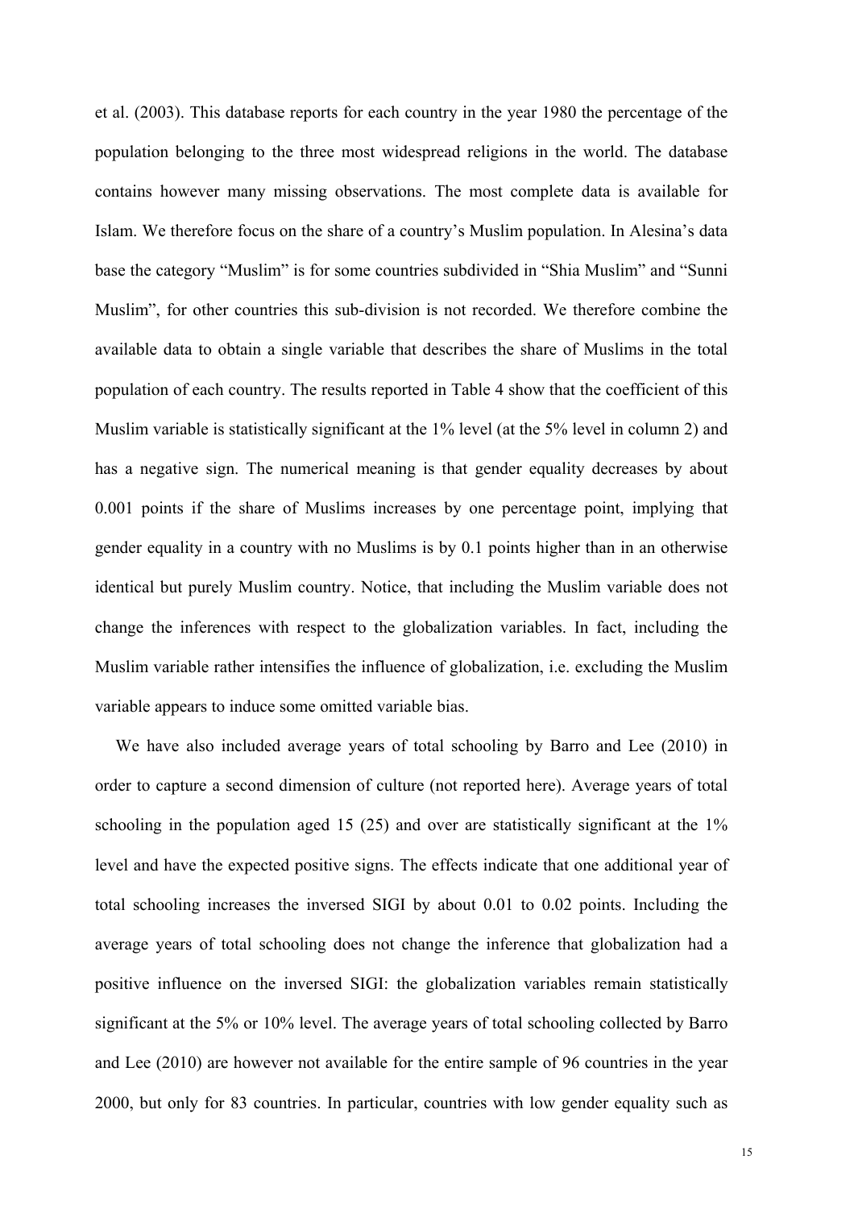et al. (2003). This database reports for each country in the year 1980 the percentage of the population belonging to the three most widespread religions in the world. The database contains however many missing observations. The most complete data is available for Islam. We therefore focus on the share of a country's Muslim population. In Alesina's data base the category "Muslim" is for some countries subdivided in "Shia Muslim" and "Sunni Muslim", for other countries this sub-division is not recorded. We therefore combine the available data to obtain a single variable that describes the share of Muslims in the total population of each country. The results reported in Table 4 show that the coefficient of this Muslim variable is statistically significant at the 1% level (at the 5% level in column 2) and has a negative sign. The numerical meaning is that gender equality decreases by about 0.001 points if the share of Muslims increases by one percentage point, implying that gender equality in a country with no Muslims is by 0.1 points higher than in an otherwise identical but purely Muslim country. Notice, that including the Muslim variable does not change the inferences with respect to the globalization variables. In fact, including the Muslim variable rather intensifies the influence of globalization, i.e. excluding the Muslim variable appears to induce some omitted variable bias.

We have also included average years of total schooling by Barro and Lee (2010) in order to capture a second dimension of culture (not reported here). Average years of total schooling in the population aged 15 (25) and over are statistically significant at the 1% level and have the expected positive signs. The effects indicate that one additional year of total schooling increases the inversed SIGI by about 0.01 to 0.02 points. Including the average years of total schooling does not change the inference that globalization had a positive influence on the inversed SIGI: the globalization variables remain statistically significant at the 5% or 10% level. The average years of total schooling collected by Barro and Lee (2010) are however not available for the entire sample of 96 countries in the year 2000, but only for 83 countries. In particular, countries with low gender equality such as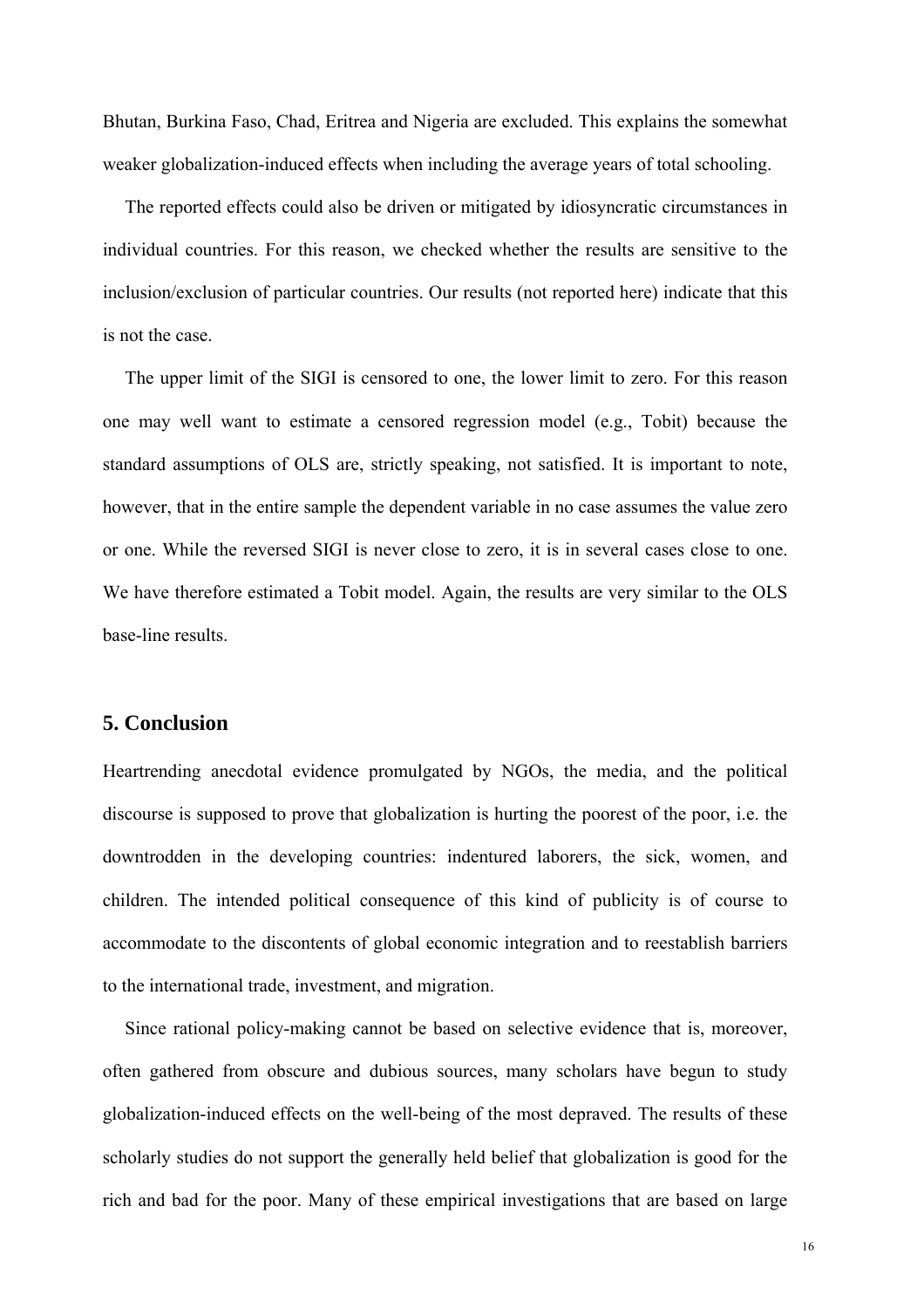Bhutan, Burkina Faso, Chad, Eritrea and Nigeria are excluded. This explains the somewhat weaker globalization-induced effects when including the average years of total schooling.

The reported effects could also be driven or mitigated by idiosyncratic circumstances in individual countries. For this reason, we checked whether the results are sensitive to the inclusion/exclusion of particular countries. Our results (not reported here) indicate that this is not the case.

The upper limit of the SIGI is censored to one, the lower limit to zero. For this reason one may well want to estimate a censored regression model (e.g., Tobit) because the standard assumptions of OLS are, strictly speaking, not satisfied. It is important to note, however, that in the entire sample the dependent variable in no case assumes the value zero or one. While the reversed SIGI is never close to zero, it is in several cases close to one. We have therefore estimated a Tobit model. Again, the results are very similar to the OLS base-line results.

## 5. Conclusion

Heartrending anecdotal evidence promulgated by NGOs, the media, and the political discourse is supposed to prove that globalization is hurting the poorest of the poor, i.e. the downtrodden in the developing countries: indentured laborers, the sick, women, and children. The intended political consequence of this kind of publicity is of course to accommodate to the discontents of global economic integration and to reestablish barriers to the international trade, investment, and migration.

Since rational policy-making cannot be based on selective evidence that is, moreover, often gathered from obscure and dubious sources, many scholars have begun to study globalization-induced effects on the well-being of the most depraved. The results of these scholarly studies do not support the generally held belief that globalization is good for the rich and bad for the poor. Many of these empirical investigations that are based on large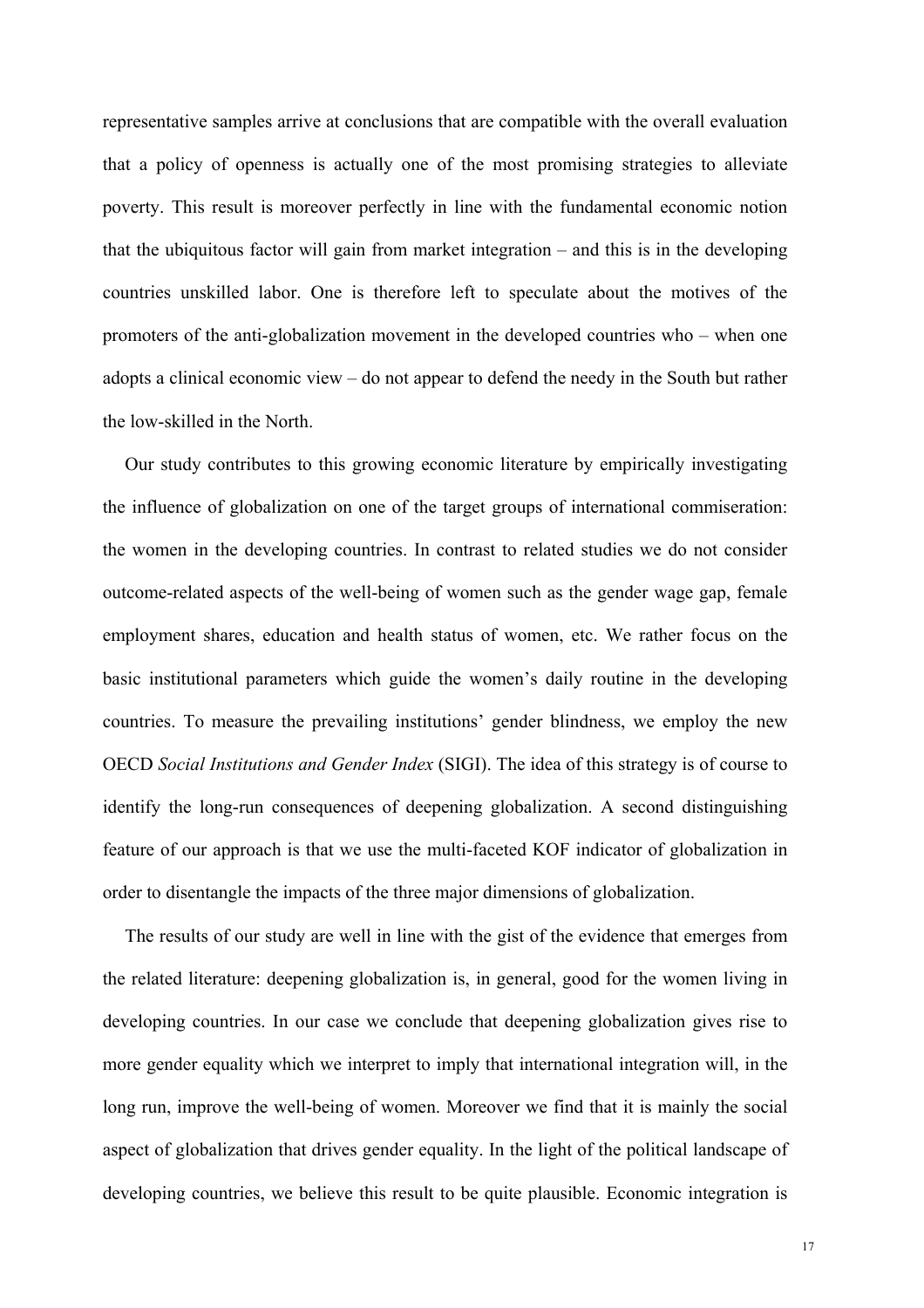representative samples arrive at conclusions that are compatible with the overall evaluation that a policy of openness is actually one of the most promising strategies to alleviate poverty. This result is moreover perfectly in line with the fundamental economic notion that the ubiquitous factor will gain from market integration – and this is in the developing countries unskilled labor. One is therefore left to speculate about the motives of the promoters of the anti-globalization movement in the developed countries who – when one adopts a clinical economic view – do not appear to defend the needy in the South but rather the low-skilled in the North.

Our study contributes to this growing economic literature by empirically investigating the influence of globalization on one of the target groups of international commiseration: the women in the developing countries. In contrast to related studies we do not consider outcome-related aspects of the well-being of women such as the gender wage gap, female employment shares, education and health status of women, etc. We rather focus on the basic institutional parameters which guide the women's daily routine in the developing countries. To measure the prevailing institutions' gender blindness, we employ the new OECD *Social Institutions and Gender Index* (SIGI). The idea of this strategy is of course to identify the long-run consequences of deepening globalization. A second distinguishing feature of our approach is that we use the multi-faceted KOF indicator of globalization in order to disentangle the impacts of the three major dimensions of globalization.

The results of our study are well in line with the gist of the evidence that emerges from the related literature: deepening globalization is, in general, good for the women living in developing countries. In our case we conclude that deepening globalization gives rise to more gender equality which we interpret to imply that international integration will, in the long run, improve the well-being of women. Moreover we find that it is mainly the social aspect of globalization that drives gender equality. In the light of the political landscape of developing countries, we believe this result to be quite plausible. Economic integration is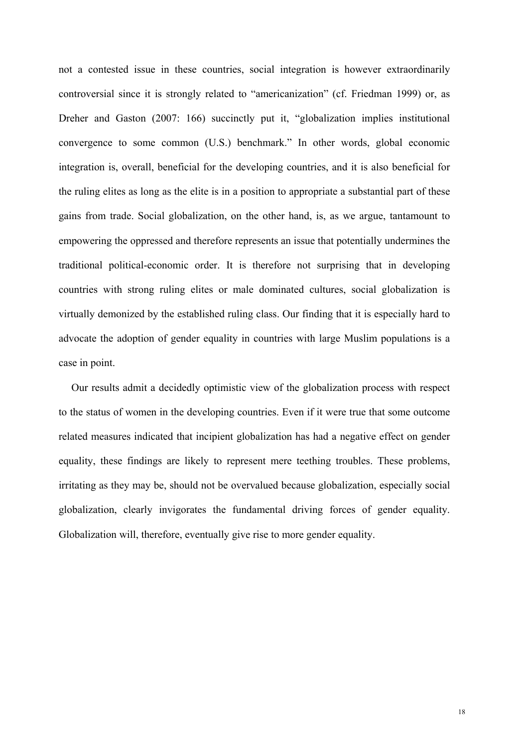not a contested issue in these countries, social integration is however extraordinarily controversial since it is strongly related to "americanization" (cf. Friedman 1999) or, as Dreher and Gaston (2007: 166) succinctly put it, "globalization implies institutional convergence to some common (U.S.) benchmark." In other words, global economic integration is, overall, beneficial for the developing countries, and it is also beneficial for the ruling elites as long as the elite is in a position to appropriate a substantial part of these gains from trade. Social globalization, on the other hand, is, as we argue, tantamount to empowering the oppressed and therefore represents an issue that potentially undermines the traditional political-economic order. It is therefore not surprising that in developing countries with strong ruling elites or male dominated cultures, social globalization is virtually demonized by the established ruling class. Our finding that it is especially hard to advocate the adoption of gender equality in countries with large Muslim populations is a case in point.

Our results admit a decidedly optimistic view of the globalization process with respect to the status of women in the developing countries. Even if it were true that some outcome related measures indicated that incipient globalization has had a negative effect on gender equality, these findings are likely to represent mere teething troubles. These problems, irritating as they may be, should not be overvalued because globalization, especially social globalization, clearly invigorates the fundamental driving forces of gender equality. Globalization will, therefore, eventually give rise to more gender equality.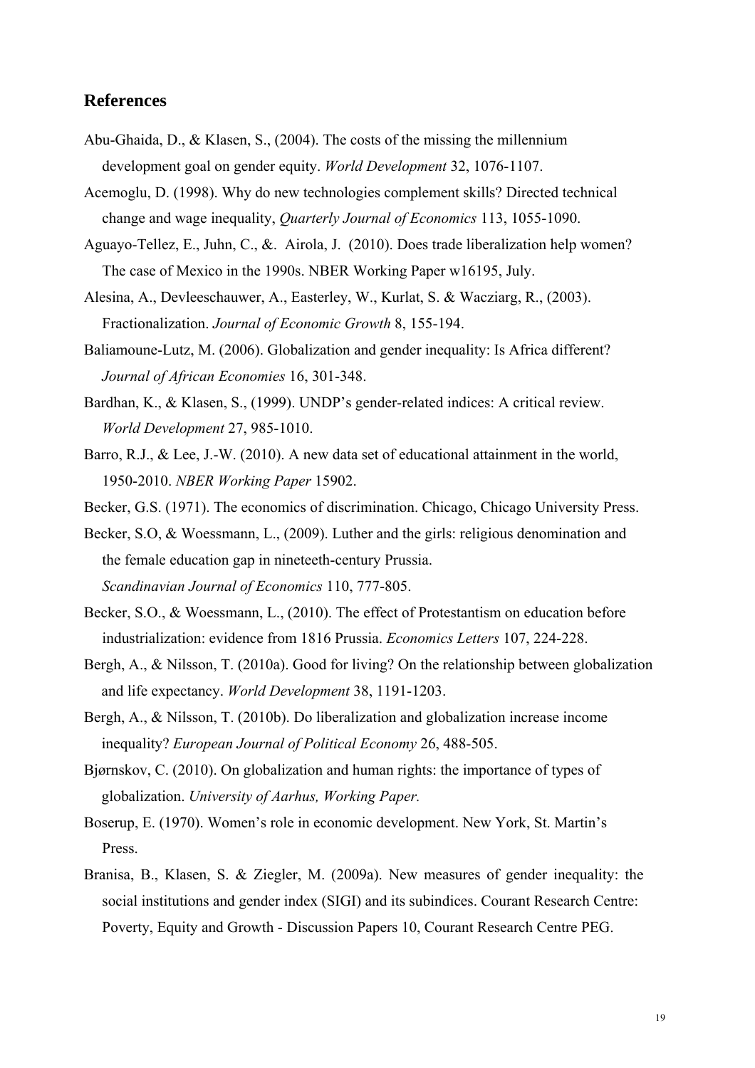## References

Abu-Ghaida, D., & Klasen, S., (2004). The costs of the missing the millennium development goal on gender equity. *World Development* 32, 1076-1107.

Acemoglu, D. (1998). Why do new technologies complement skills? Directed technical change and wage inequality, *Quarterly Journal of Economics* 113, 1055-1090.

Aguayo-Tellez, E., Juhn, C., &. Airola, J. (2010). Does trade liberalization help women? The case of Mexico in the 1990s. NBER Working Paper w16195, July.

Alesina, A., Devleeschauwer, A., Easterley, W., Kurlat, S. & Wacziarg, R., (2003). Fractionalization. *Journal of Economic Growth* 8, 155-194.

Baliamoune-Lutz, M. (2006). Globalization and gender inequality: Is Africa different? *Journal of African Economies* 16, 301-348.

Bardhan, K., & Klasen, S., (1999). UNDP's gender-related indices: A critical review. *World Development* 27, 985-1010.

Barro, R.J., & Lee, J.-W. (2010). A new data set of educational attainment in the world, 1950-2010. *NBER Working Paper* 15902.

Becker, G.S. (1971). The economics of discrimination. Chicago, Chicago University Press.

Becker, S.O, & Woessmann, L., (2009). Luther and the girls: religious denomination and the female education gap in nineteeth-century Prussia. *Scandinavian Journal of Economics* 110, 777-805.

Becker, S.O., & Woessmann, L., (2010). The effect of Protestantism on education before industrialization: evidence from 1816 Prussia. *Economics Letters* 107, 224-228.

Bergh, A., & Nilsson, T. (2010a). Good for living? On the relationship between globalization and life expectancy. *World Development* 38, 1191-1203.

Bergh, A., & Nilsson, T. (2010b). Do liberalization and globalization increase income inequality? *European Journal of Political Economy* 26, 488-505.

Bjørnskov, C. (2010). On globalization and human rights: the importance of types of globalization. *University of Aarhus, Working Paper.*

Boserup, E. (1970). Women's role in economic development. New York, St. Martin's Press.

Branisa, B., Klasen, S. & Ziegler, M. (2009a). New measures of gender inequality: the social institutions and gender index (SIGI) and its subindices. Courant Research Centre: Poverty, Equity and Growth - Discussion Papers 10, Courant Research Centre PEG.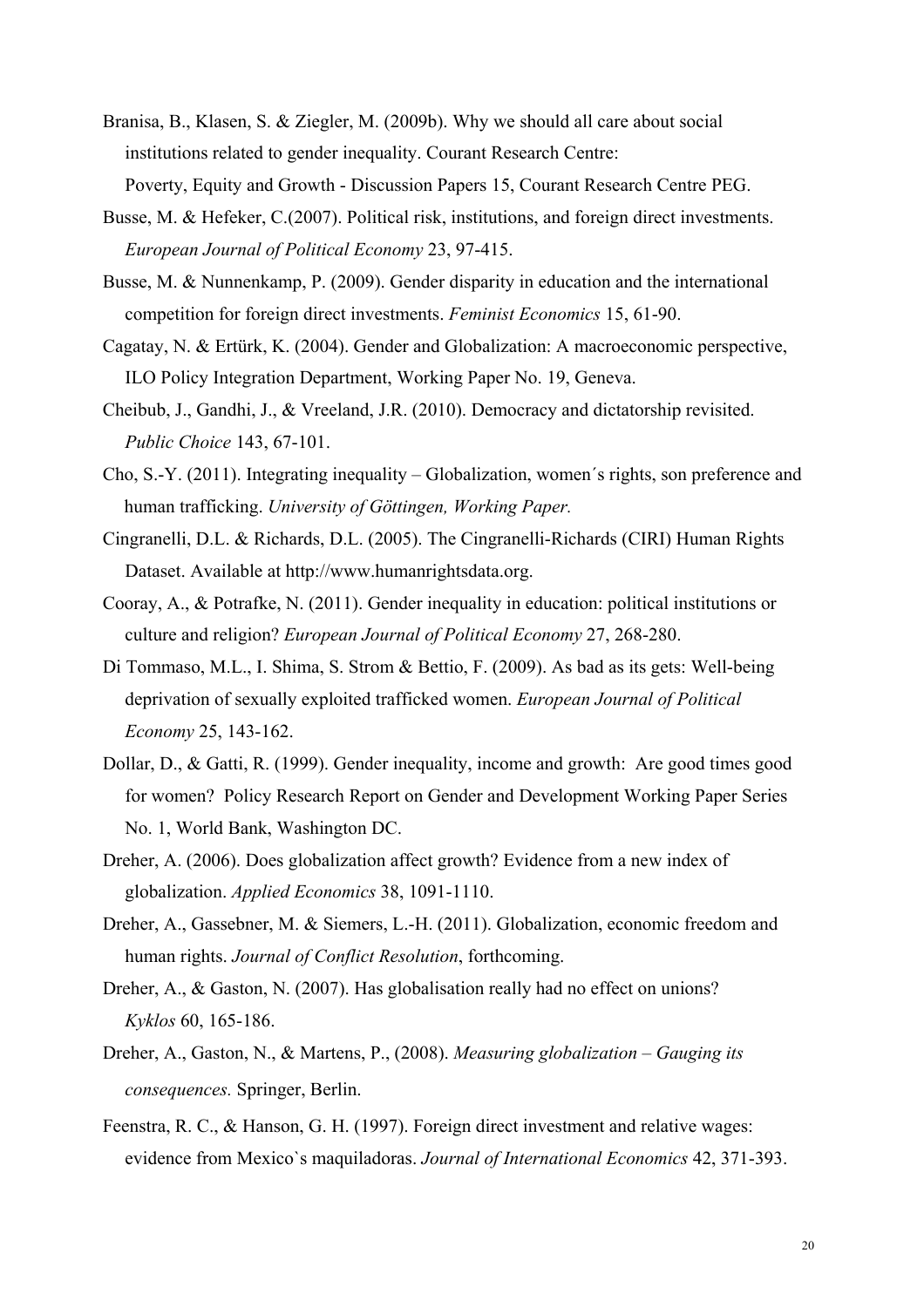Branisa, B., Klasen, S. & Ziegler, M. (2009b). Why we should all care about social institutions related to gender inequality. Courant Research Centre: Poverty, Equity and Growth - Discussion Papers 15, Courant Research Centre PEG.

Busse, M. & Hefeker, C.(2007). Political risk, institutions, and foreign direct investments. *European Journal of Political Economy* 23, 97-415.

Busse, M. & Nunnenkamp, P. (2009). Gender disparity in education and the international competition for foreign direct investments. *Feminist Economics* 15, 61-90.

Cagatay, N. & Ertürk, K. (2004). Gender and Globalization: A macroeconomic perspective, ILO Policy Integration Department, Working Paper No. 19, Geneva.

Cheibub, J., Gandhi, J., & Vreeland, J.R. (2010). Democracy and dictatorship revisited. *Public Choice* 143, 67-101.

Cho, S.-Y. (2011). Integrating inequality – Globalization, women´s rights, son preference and human trafficking. *University of Göttingen, Working Paper.*

Cingranelli, D.L. & Richards, D.L. (2005). The Cingranelli-Richards (CIRI) Human Rights Dataset. Available at http://www.humanrightsdata.org.

Cooray, A., & Potrafke, N. (2011). Gender inequality in education: political institutions or culture and religion? *European Journal of Political Economy* 27, 268-280.

Di Tommaso, M.L., I. Shima, S. Strom & Bettio, F. (2009). As bad as its gets: Well-being deprivation of sexually exploited trafficked women. *European Journal of Political Economy* 25, 143-162.

Dollar, D., & Gatti, R. (1999). Gender inequality, income and growth: Are good times good for women? Policy Research Report on Gender and Development Working Paper Series No. 1, World Bank, Washington DC.

Dreher, A. (2006). Does globalization affect growth? Evidence from a new index of globalization. *Applied Economics* 38, 1091-1110.

Dreher, A., Gassebner, M. & Siemers, L.-H. (2011). Globalization, economic freedom and human rights. *Journal of Conflict Resolution*, forthcoming.

Dreher, A., & Gaston, N. (2007). Has globalisation really had no effect on unions? *Kyklos* 60, 165-186.

Dreher, A., Gaston, N., & Martens, P., (2008). *Measuring globalization – Gauging its consequences.* Springer, Berlin.

Feenstra, R. C., & Hanson, G. H. (1997). Foreign direct investment and relative wages: evidence from Mexico`s maquiladoras. *Journal of International Economics* 42, 371-393.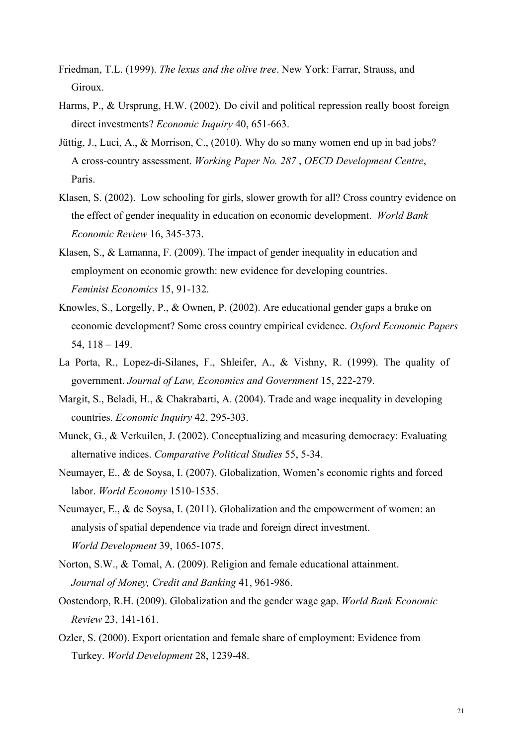Friedman, T.L. (1999). *The lexus and the olive tree*. New York: Farrar, Strauss, and Giroux.

Harms, P., & Ursprung, H.W. (2002). Do civil and political repression really boost foreign direct investments? *Economic Inquiry* 40, 651-663.

Jüttig, J., Luci, A., & Morrison, C., (2010). Why do so many women end up in bad jobs? A cross-country assessment. *Working Paper No. 287* , *OECD Development Centre*, Paris.

Klasen, S. (2002). Low schooling for girls, slower growth for all? Cross country evidence on the effect of gender inequality in education on economic development. *World Bank Economic Review* 16, 345-373.

Klasen, S., & Lamanna, F. (2009). The impact of gender inequality in education and employment on economic growth: new evidence for developing countries. *Feminist Economics* 15, 91-132.

Knowles, S., Lorgelly, P., & Ownen, P. (2002). Are educational gender gaps a brake on economic development? Some cross country empirical evidence. *Oxford Economic Papers* 54, 118 – 149.

La Porta, R., Lopez-di-Silanes, F., Shleifer, A., & Vishny, R. (1999). The quality of government. *Journal of Law, Economics and Government* 15, 222-279.

Margit, S., Beladi, H., & Chakrabarti, A. (2004). Trade and wage inequality in developing countries. *Economic Inquiry* 42, 295-303.

Munck, G., & Verkuilen, J. (2002). Conceptualizing and measuring democracy: Evaluating alternative indices. *Comparative Political Studies* 55, 5-34.

Neumayer, E., & de Soysa, I. (2007). Globalization, Women's economic rights and forced labor. *World Economy* 1510-1535.

Neumayer, E., & de Soysa, I. (2011). Globalization and the empowerment of women: an analysis of spatial dependence via trade and foreign direct investment. *World Development* 39, 1065-1075.

Norton, S.W., & Tomal, A. (2009). Religion and female educational attainment. *Journal of Money, Credit and Banking* 41, 961-986.

Oostendorp, R.H. (2009). Globalization and the gender wage gap. *World Bank Economic Review* 23, 141-161.

Ozler, S. (2000). Export orientation and female share of employment: Evidence from Turkey. *World Development* 28, 1239-48.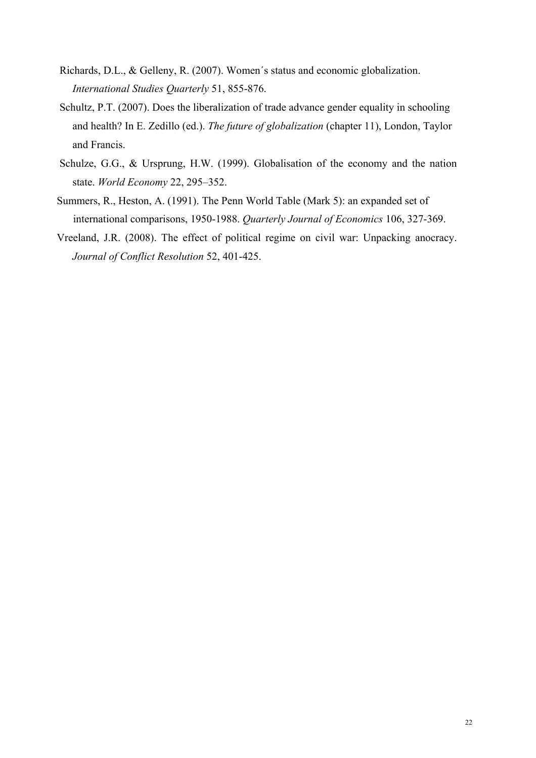Richards, D.L., & Gelleny, R. (2007). Women´s status and economic globalization. *International Studies Quarterly* 51, 855-876.

Schultz, P.T. (2007). Does the liberalization of trade advance gender equality in schooling and health? In E. Zedillo (ed.). *The future of globalization* (chapter 11), London, Taylor and Francis.

Schulze, G.G., & Ursprung, H.W. (1999). Globalisation of the economy and the nation state. *World Economy* 22, 295–352.

Summers, R., Heston, A. (1991). The Penn World Table (Mark 5): an expanded set of international comparisons, 1950-1988. *Quarterly Journal of Economics* 106, 327-369.

Vreeland, J.R. (2008). The effect of political regime on civil war: Unpacking anocracy. *Journal of Conflict Resolution* 52, 401-425.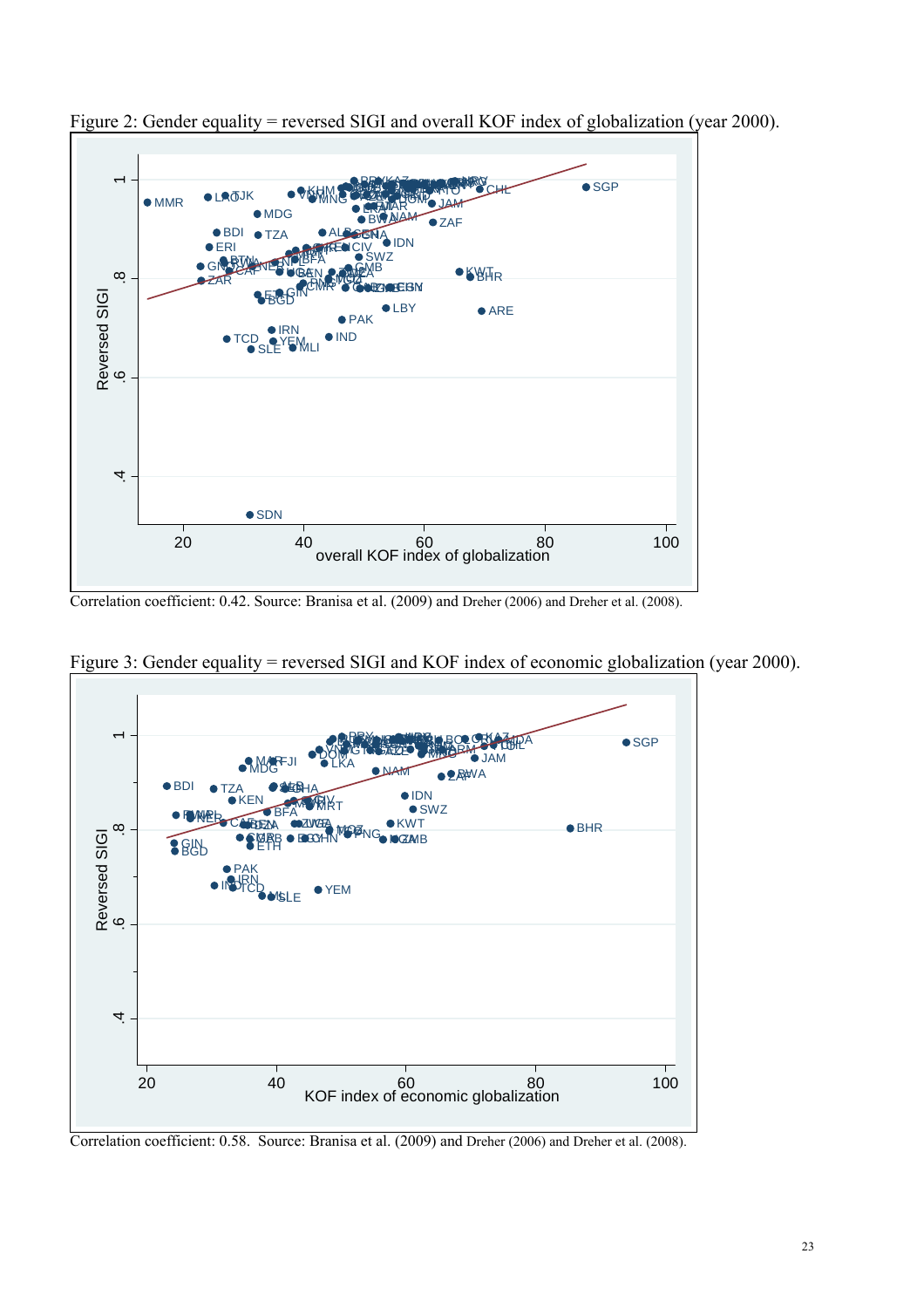Figure 2: Gender equality = reversed SIGI and overall KOF index of globalization (year 2000).

Correlation coefficient: 0.42. Source: Branisa et al. (2009) and Dreher (2006) and Dreher et al. (2008).

Figure 3: Gender equality = reversed SIGI and KOF index of economic globalization (year 2000).

Correlation coefficient: 0.58. Source: Branisa et al. (2009) and Dreher (2006) and Dreher et al. (2008).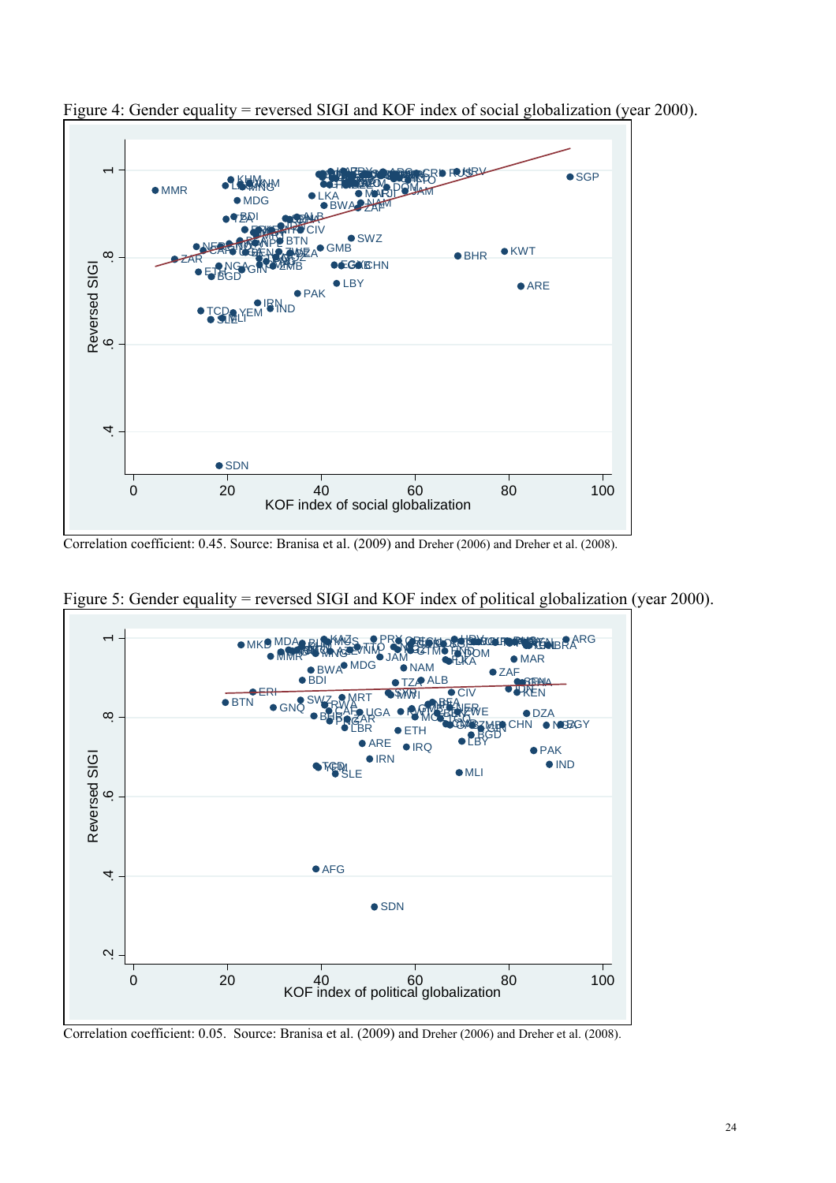Figure 4: Gender equality = reversed SIGI and KOF index of social globalization (year 2000).

Correlation coefficient: 0.45. Source: Branisa et al. (2009) and Dreher (2006) and Dreher et al. (2008).

Figure 5: Gender equality = reversed SIGI and KOF index of political globalization (year 2000).

Correlation coefficient: 0.05. Source: Branisa et al. (2009) and Dreher (2006) and Dreher et al. (2008).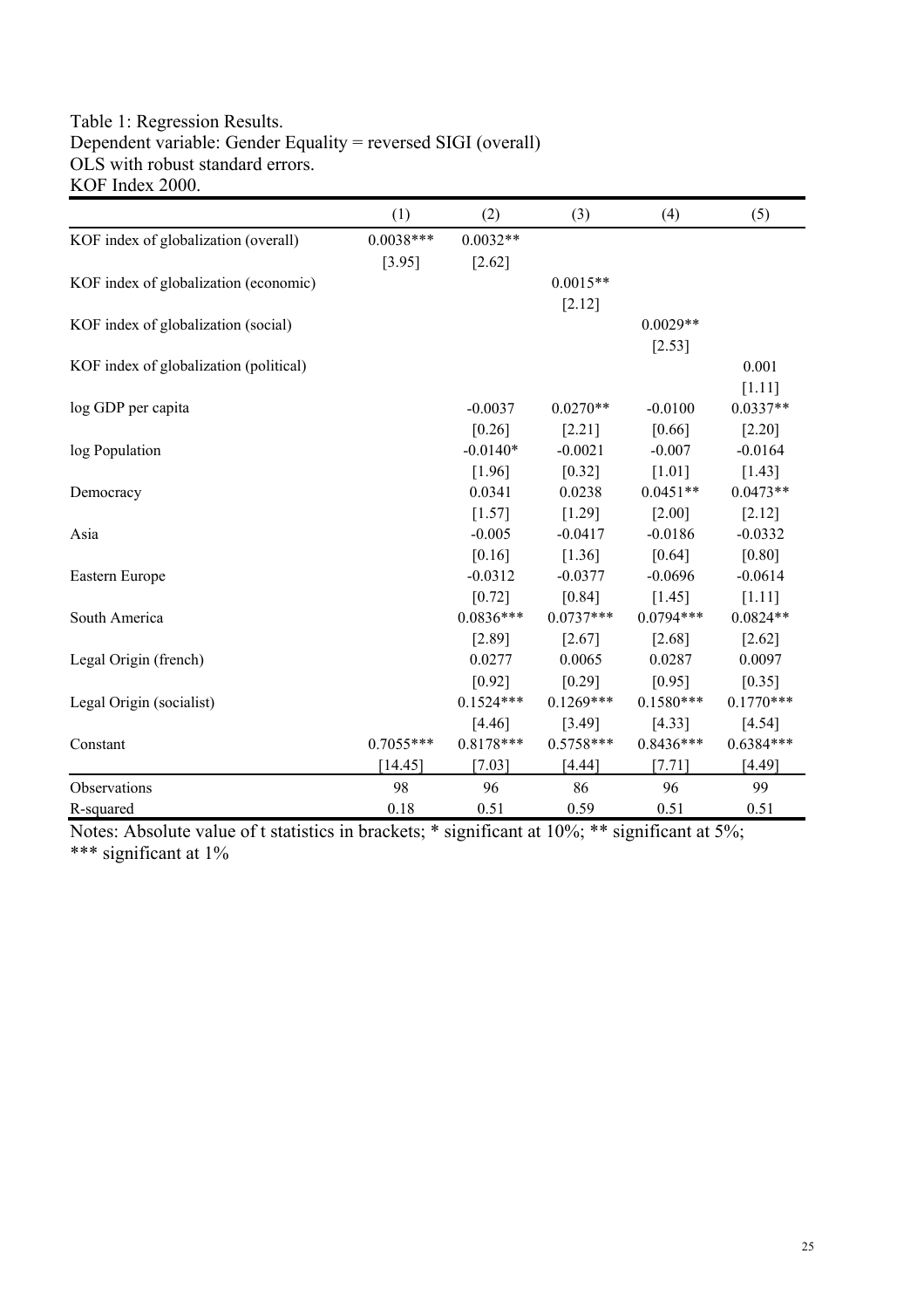Table 1: Regression Results.
Dependent variable: Gender Equality = reversed SIGI (overall)
OLS with robust standard errors.
KOF Index 2000.

| | (1) | (2) | (3) | (4) | (5) |
|---|---|---|---|---|---|
| KOF index of globalization (overall) | 0.0038*** | 0.0032** | | | |
| | [3.95] | [2.62] | | | |
| KOF index of globalization (economic) | | | 0.0015** | | |
| | | | [2.12] | | |
| KOF index of globalization (social) | | | | 0.0029** | |
| | | | | [2.53] | |
| KOF index of globalization (political) | | | | | 0.001 |
| | | | | | [1.11] |
| log GDP per capita | | -0.0037 | 0.0270** | -0.0100 | 0.0337** |
| | | [0.26] | [2.21] | [0.66] | [2.20] |
| log Population | | -0.0140* | -0.0021 | -0.007 | -0.0164 |
| | | [1.96] | [0.32] | [1.01] | [1.43] |
| Democracy | | 0.0341 | 0.0238 | 0.0451** | 0.0473** |
| | | [1.57] | [1.29] | [2.00] | [2.12] |
| Asia | | -0.005 | -0.0417 | -0.0186 | -0.0332 |
| | | [0.16] | [1.36] | [0.64] | [0.80] |
| Eastern Europe | | -0.0312 | -0.0377 | -0.0696 | -0.0614 |
| | | [0.72] | [0.84] | [1.45] | [1.11] |
| South America | | 0.0836*** | 0.0737*** | 0.0794*** | 0.0824** |
| | | [2.89] | [2.67] | [2.68] | [2.62] |
| Legal Origin (french) | | 0.0277 | 0.0065 | 0.0287 | 0.0097 |
| | | [0.92] | [0.29] | [0.95] | [0.35] |
| Legal Origin (socialist) | | 0.1524*** | 0.1269*** | 0.1580*** | 0.1770*** |
| | | [4.46] | [3.49] | [4.33] | [4.54] |
| Constant | 0.7055*** | 0.8178*** | 0.5758*** | 0.8436*** | 0.6384*** |
| | [14.45] | [7.03] | [4.44] | [7.71] | [4.49] |
| Observations | 98 | 96 | 86 | 96 | 99 |
| R-squared | 0.18 | 0.51 | 0.59 | 0.51 | 0.51 |

Notes: Absolute value of t statistics in brackets; * significant at 10%; ** significant at 5%; *** significant at 1%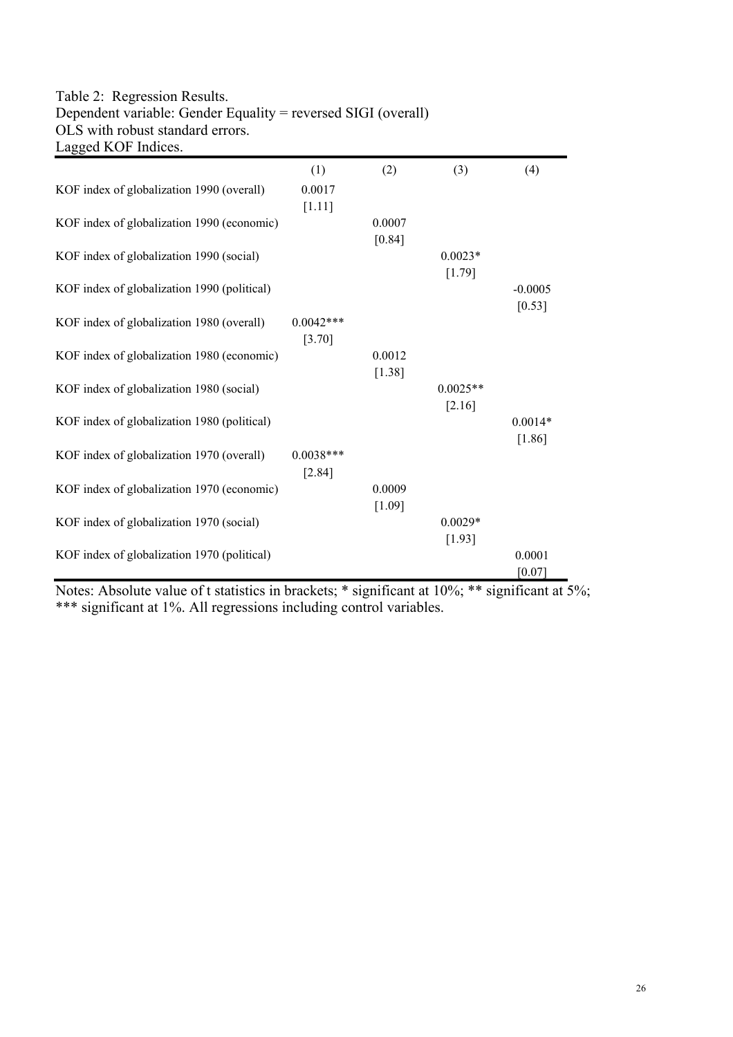Table 2: Regression Results.
Dependent variable: Gender Equality = reversed SIGI (overall)
OLS with robust standard errors.
Lagged KOF Indices.

| | (1) | (2) | (3) | (4) |
|---|---|---|---|---|
| KOF index of globalization 1990 (overall) | 0.0017 | | | |
| | [1.11] | | | |
| KOF index of globalization 1990 (economic) | | 0.0007 | | |
| | | [0.84] | | |
| KOF index of globalization 1990 (social) | | | 0.0023* | |
| | | | [1.79] | |
| KOF index of globalization 1990 (political) | | | | -0.0005 |
| | | | | [0.53] |
| KOF index of globalization 1980 (overall) | 0.0042*** | | | |
| | [3.70] | | | |
| KOF index of globalization 1980 (economic) | | 0.0012 | | |
| | | [1.38] | | |
| KOF index of globalization 1980 (social) | | | 0.0025** | |
| | | | [2.16] | |
| KOF index of globalization 1980 (political) | | | | 0.0014* |
| | | | | [1.86] |
| KOF index of globalization 1970 (overall) | 0.0038*** | | | |
| | [2.84] | | | |
| KOF index of globalization 1970 (economic) | | 0.0009 | | |
| | | [1.09] | | |
| KOF index of globalization 1970 (social) | | | 0.0029* | |
| | | | [1.93] | |
| KOF index of globalization 1970 (political) | | | | 0.0001 |
| | | | | [0.07] |

Notes: Absolute value of t statistics in brackets; * significant at 10%; ** significant at 5%; *** significant at 1%. All regressions including control variables.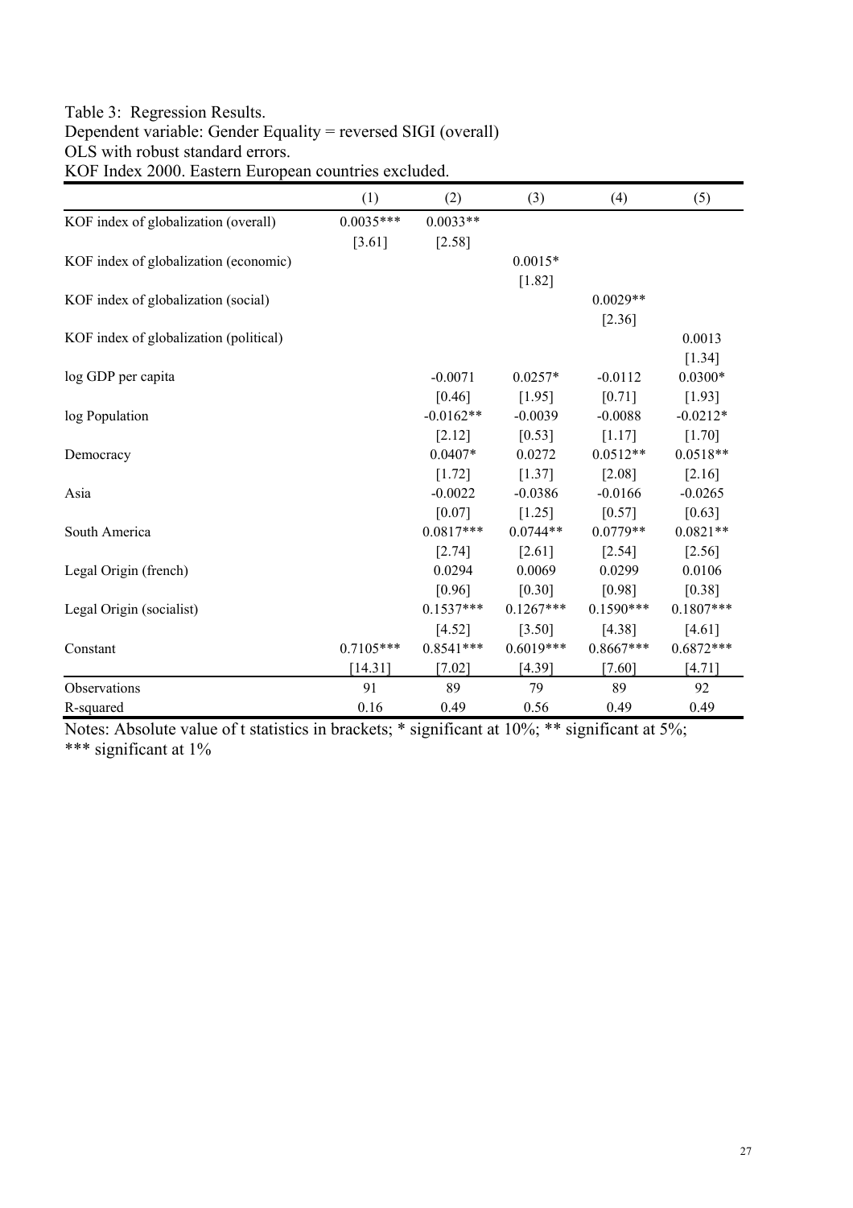Table 3: Regression Results.
Dependent variable: Gender Equality = reversed SIGI (overall)
OLS with robust standard errors.
KOF Index 2000. Eastern European countries excluded.

| | (1) | (2) | (3) | (4) | (5) |
|---|---|---|---|---|---|
| KOF index of globalization (overall) | 0.0035*** | 0.0033** | | | |
| | [3.61] | [2.58] | | | |
| KOF index of globalization (economic) | | | 0.0015* | | |
| | | | [1.82] | | |
| KOF index of globalization (social) | | | | 0.0029** | |
| | | | | [2.36] | |
| KOF index of globalization (political) | | | | | 0.0013 |
| | | | | | [1.34] |
| log GDP per capita | | -0.0071 | 0.0257* | -0.0112 | 0.0300* |
| | | [0.46] | [1.95] | [0.71] | [1.93] |
| log Population | | -0.0162** | -0.0039 | -0.0088 | -0.0212* |
| | | [2.12] | [0.53] | [1.17] | [1.70] |
| Democracy | | 0.0407* | 0.0272 | 0.0512** | 0.0518** |
| | | [1.72] | [1.37] | [2.08] | [2.16] |
| Asia | | -0.0022 | -0.0386 | -0.0166 | -0.0265 |
| | | [0.07] | [1.25] | [0.57] | [0.63] |
| South America | | 0.0817*** | 0.0744** | 0.0779** | 0.0821** |
| | | [2.74] | [2.61] | [2.54] | [2.56] |
| Legal Origin (french) | | 0.0294 | 0.0069 | 0.0299 | 0.0106 |
| | | [0.96] | [0.30] | [0.98] | [0.38] |
| Legal Origin (socialist) | | 0.1537*** | 0.1267*** | 0.1590*** | 0.1807*** |
| | | [4.52] | [3.50] | [4.38] | [4.61] |
| Constant | 0.7105*** | 0.8541*** | 0.6019*** | 0.8667*** | 0.6872*** |
| | [14.31] | [7.02] | [4.39] | [7.60] | [4.71] |
| Observations | 91 | 89 | 79 | 89 | 92 |
| R-squared | 0.16 | 0.49 | 0.56 | 0.49 | 0.49 |

Notes: Absolute value of t statistics in brackets; * significant at 10%; ** significant at 5%; *** significant at 1%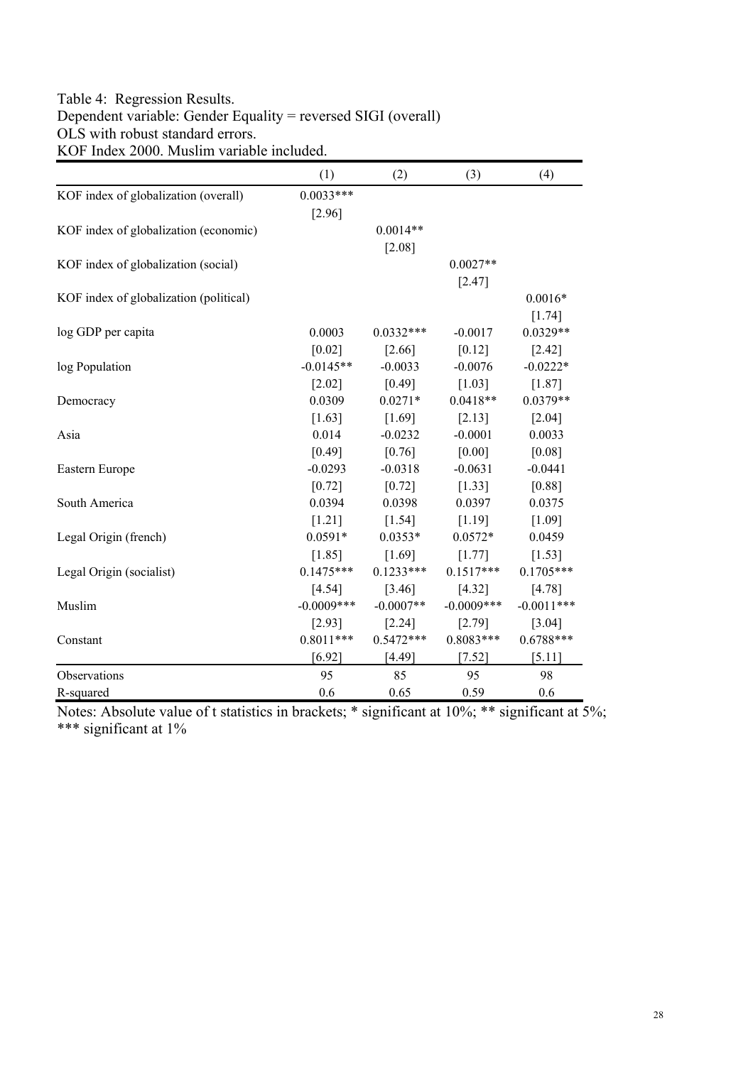Table 4: Regression Results.
Dependent variable: Gender Equality = reversed SIGI (overall)
OLS with robust standard errors.
KOF Index 2000. Muslim variable included.

| | (1) | (2) | (3) | (4) |
|---|---|---|---|---|
| KOF index of globalization (overall) | 0.0033*** | | | |
| | [2.96] | | | |
| KOF index of globalization (economic) | | 0.0014** | | |
| | | [2.08] | | |
| KOF index of globalization (social) | | | 0.0027** | |
| | | | [2.47] | |
| KOF index of globalization (political) | | | | 0.0016* |
| | | | | [1.74] |
| log GDP per capita | 0.0003 | 0.0332*** | -0.0017 | 0.0329** |
| | [0.02] | [2.66] | [0.12] | [2.42] |
| log Population | -0.0145** | -0.0033 | -0.0076 | -0.0222* |
| | [2.02] | [0.49] | [1.03] | [1.87] |
| Democracy | 0.0309 | 0.0271* | 0.0418** | 0.0379** |
| | [1.63] | [1.69] | [2.13] | [2.04] |
| Asia | 0.014 | -0.0232 | -0.0001 | 0.0033 |
| | [0.49] | [0.76] | [0.00] | [0.08] |
| Eastern Europe | -0.0293 | -0.0318 | -0.0631 | -0.0441 |
| | [0.72] | [0.72] | [1.33] | [0.88] |
| South America | 0.0394 | 0.0398 | 0.0397 | 0.0375 |
| | [1.21] | [1.54] | [1.19] | [1.09] |
| Legal Origin (french) | 0.0591* | 0.0353* | 0.0572* | 0.0459 |
| | [1.85] | [1.69] | [1.77] | [1.53] |
| Legal Origin (socialist) | 0.1475*** | 0.1233*** | 0.1517*** | 0.1705*** |
| | [4.54] | [3.46] | [4.32] | [4.78] |
| Muslim | -0.0009*** | -0.0007** | -0.0009*** | -0.0011*** |
| | [2.93] | [2.24] | [2.79] | [3.04] |
| Constant | 0.8011*** | 0.5472*** | 0.8083*** | 0.6788*** |
| | [6.92] | [4.49] | [7.52] | [5.11] |
| Observations | 95 | 85 | 95 | 98 |
| R-squared | 0.6 | 0.65 | 0.59 | 0.6 |

Notes: Absolute value of t statistics in brackets; * significant at 10%; ** significant at 5%; *** significant at 1%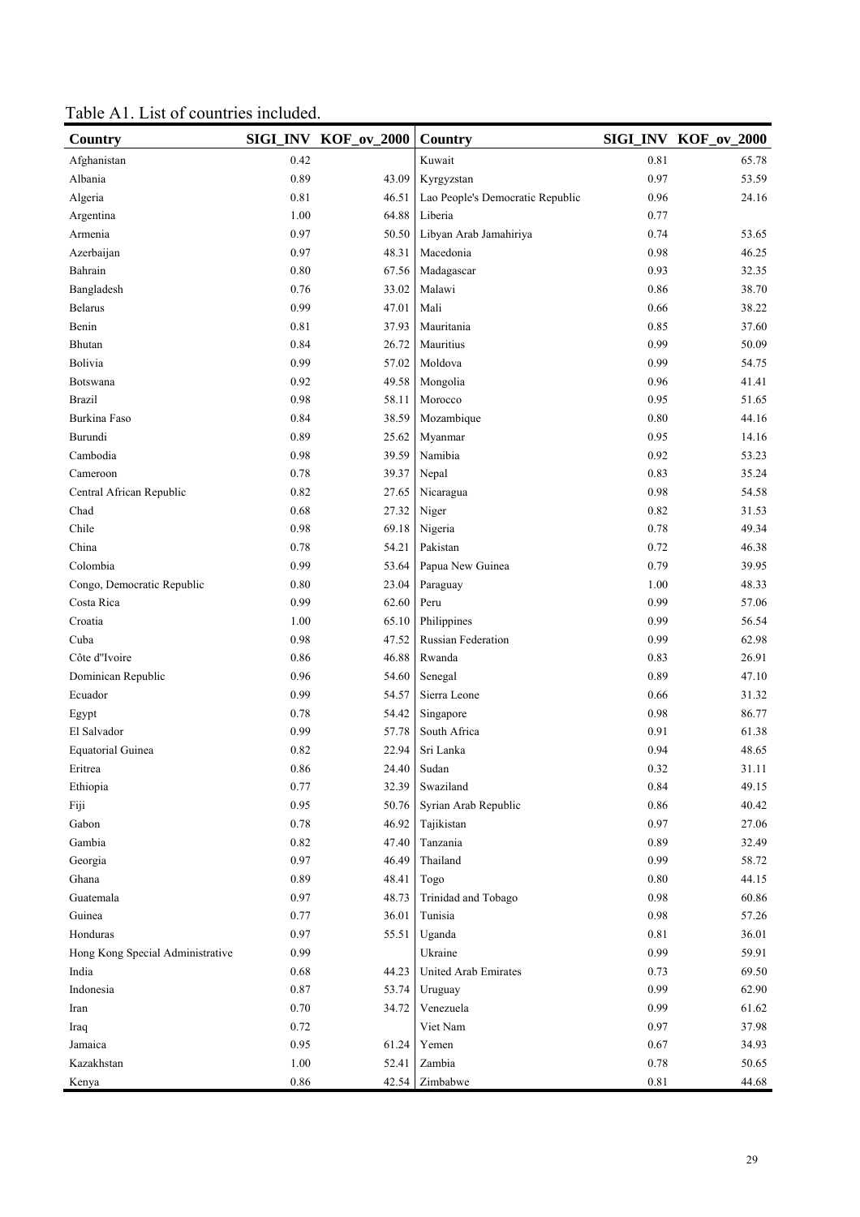Table A1. List of countries included.

| Country | SIGI_INV | KOF_ov_2000 | Country | SIGI_INV | KOF_ov_2000 |
|---|---|---|---|---|---|
| Afghanistan | 0.42 | | Kuwait | 0.81 | 65.78 |
| Albania | 0.89 | 43.09 | Kyrgyzstan | 0.97 | 53.59 |
| Algeria | 0.81 | 46.51 | Lao People's Democratic Republic | 0.96 | 24.16 |
| Argentina | 1.00 | 64.88 | Liberia | 0.77 | |
| Armenia | 0.97 | 50.50 | Libyan Arab Jamahiriya | 0.74 | 53.65 |
| Azerbaijan | 0.97 | 48.31 | Macedonia | 0.98 | 46.25 |
| Bahrain | 0.80 | 67.56 | Madagascar | 0.93 | 32.35 |
| Bangladesh | 0.76 | 33.02 | Malawi | 0.86 | 38.70 |
| Belarus | 0.99 | 47.01 | Mali | 0.66 | 38.22 |
| Benin | 0.81 | 37.93 | Mauritania | 0.85 | 37.60 |
| Bhutan | 0.84 | 26.72 | Mauritius | 0.99 | 50.09 |
| Bolivia | 0.99 | 57.02 | Moldova | 0.99 | 54.75 |
| Botswana | 0.92 | 49.58 | Mongolia | 0.96 | 41.41 |
| Brazil | 0.98 | 58.11 | Morocco | 0.95 | 51.65 |
| Burkina Faso | 0.84 | 38.59 | Mozambique | 0.80 | 44.16 |
| Burundi | 0.89 | 25.62 | Myanmar | 0.95 | 14.16 |
| Cambodia | 0.98 | 39.59 | Namibia | 0.92 | 53.23 |
| Cameroon | 0.78 | 39.37 | Nepal | 0.83 | 35.24 |
| Central African Republic | 0.82 | 27.65 | Nicaragua | 0.98 | 54.58 |
| Chad | 0.68 | 27.32 | Niger | 0.82 | 31.53 |
| Chile | 0.98 | 69.18 | Nigeria | 0.78 | 49.34 |
| China | 0.78 | 54.21 | Pakistan | 0.72 | 46.38 |
| Colombia | 0.99 | 53.64 | Papua New Guinea | 0.79 | 39.95 |
| Congo, Democratic Republic | 0.80 | 23.04 | Paraguay | 1.00 | 48.33 |
| Costa Rica | 0.99 | 62.60 | Peru | 0.99 | 57.06 |
| Croatia | 1.00 | 65.10 | Philippines | 0.99 | 56.54 |
| Cuba | 0.98 | 47.52 | Russian Federation | 0.99 | 62.98 |
| Côte d"Ivoire | 0.86 | 46.88 | Rwanda | 0.83 | 26.91 |
| Dominican Republic | 0.96 | 54.60 | Senegal | 0.89 | 47.10 |
| Ecuador | 0.99 | 54.57 | Sierra Leone | 0.66 | 31.32 |
| Egypt | 0.78 | 54.42 | Singapore | 0.98 | 86.77 |
| El Salvador | 0.99 | 57.78 | South Africa | 0.91 | 61.38 |
| Equatorial Guinea | 0.82 | 22.94 | Sri Lanka | 0.94 | 48.65 |
| Eritrea | 0.86 | 24.40 | Sudan | 0.32 | 31.11 |
| Ethiopia | 0.77 | 32.39 | Swaziland | 0.84 | 49.15 |
| Fiji | 0.95 | 50.76 | Syrian Arab Republic | 0.86 | 40.42 |
| Gabon | 0.78 | 46.92 | Tajikistan | 0.97 | 27.06 |
| Gambia | 0.82 | 47.40 | Tanzania | 0.89 | 32.49 |
| Georgia | 0.97 | 46.49 | Thailand | 0.99 | 58.72 |
| Ghana | 0.89 | 48.41 | Togo | 0.80 | 44.15 |
| Guatemala | 0.97 | 48.73 | Trinidad and Tobago | 0.98 | 60.86 |
| Guinea | 0.77 | 36.01 | Tunisia | 0.98 | 57.26 |
| Honduras | 0.97 | 55.51 | Uganda | 0.81 | 36.01 |
| Hong Kong Special Administrative | 0.99 | | Ukraine | 0.99 | 59.91 |
| India | 0.68 | 44.23 | United Arab Emirates | 0.73 | 69.50 |
| Indonesia | 0.87 | 53.74 | Uruguay | 0.99 | 62.90 |
| Iran | 0.70 | 34.72 | Venezuela | 0.99 | 61.62 |
| Iraq | 0.72 | | Viet Nam | 0.97 | 37.98 |
| Jamaica | 0.95 | 61.24 | Yemen | 0.67 | 34.93 |
| Kazakhstan | 1.00 | 52.41 | Zambia | 0.78 | 50.65 |
| Kenya | 0.86 | 42.54 | Zimbabwe | 0.81 | 44.68 |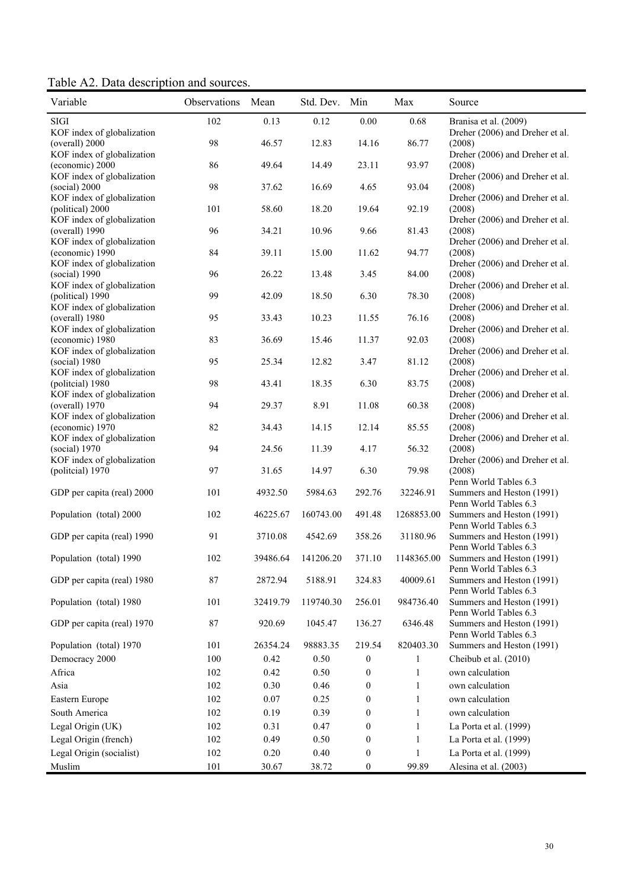Table A2. Data description and sources.

| Variable | Observations | Mean | Std. Dev. | Min | Max | Source |
|---|---|---|---|---|---|---|
| SIGI | 102 | 0.13 | 0.12 | 0.00 | 0.68 | Branisa et al. (2009) |
| KOF index of globalization (overall) 2000 | 98 | 46.57 | 12.83 | 14.16 | 86.77 | Dreher (2006) and Dreher et al. (2008) |
| KOF index of globalization (economic) 2000 | 86 | 49.64 | 14.49 | 23.11 | 93.97 | Dreher (2006) and Dreher et al. (2008) |
| KOF index of globalization (social) 2000 | 98 | 37.62 | 16.69 | 4.65 | 93.04 | Dreher (2006) and Dreher et al. (2008) |
| KOF index of globalization (political) 2000 | 101 | 58.60 | 18.20 | 19.64 | 92.19 | Dreher (2006) and Dreher et al. (2008) |
| KOF index of globalization (overall) 1990 | 96 | 34.21 | 10.96 | 9.66 | 81.43 | Dreher (2006) and Dreher et al. (2008) |
| KOF index of globalization (economic) 1990 | 84 | 39.11 | 15.00 | 11.62 | 94.77 | Dreher (2006) and Dreher et al. (2008) |
| KOF index of globalization (social) 1990 | 96 | 26.22 | 13.48 | 3.45 | 84.00 | Dreher (2006) and Dreher et al. (2008) |
| KOF index of globalization (political) 1990 | 99 | 42.09 | 18.50 | 6.30 | 78.30 | Dreher (2006) and Dreher et al. (2008) |
| KOF index of globalization (overall) 1980 | 95 | 33.43 | 10.23 | 11.55 | 76.16 | Dreher (2006) and Dreher et al. (2008) |
| KOF index of globalization (economic) 1980 | 83 | 36.69 | 15.46 | 11.37 | 92.03 | Dreher (2006) and Dreher et al. (2008) |
| KOF index of globalization (social) 1980 | 95 | 25.34 | 12.82 | 3.47 | 81.12 | Dreher (2006) and Dreher et al. (2008) |
| KOF index of globalization (politcial) 1980 | 98 | 43.41 | 18.35 | 6.30 | 83.75 | Dreher (2006) and Dreher et al. (2008) |
| KOF index of globalization (overall) 1970 | 94 | 29.37 | 8.91 | 11.08 | 60.38 | Dreher (2006) and Dreher et al. (2008) |
| KOF index of globalization (economic) 1970 | 82 | 34.43 | 14.15 | 12.14 | 85.55 | Dreher (2006) and Dreher et al. (2008) |
| KOF index of globalization (social) 1970 | 94 | 24.56 | 11.39 | 4.17 | 56.32 | Dreher (2006) and Dreher et al. (2008) |
| KOF index of globalization (politcial) 1970 | 97 | 31.65 | 14.97 | 6.30 | 79.98 | Dreher (2006) and Dreher et al. (2008) |
| GDP per capita (real) 2000 | 101 | 4932.50 | 5984.63 | 292.76 | 32246.91 | Penn World Tables 6.3 Summers and Heston (1991) |
| Population (total) 2000 | 102 | 46225.67 | 160743.00 | 491.48 | 1268853.00 | Penn World Tables 6.3 Summers and Heston (1991) |
| GDP per capita (real) 1990 | 91 | 3710.08 | 4542.69 | 358.26 | 31180.96 | Penn World Tables 6.3 Summers and Heston (1991) |
| Population (total) 1990 | 102 | 39486.64 | 141206.20 | 371.10 | 1148365.00 | Penn World Tables 6.3 Summers and Heston (1991) |
| GDP per capita (real) 1980 | 87 | 2872.94 | 5188.91 | 324.83 | 40009.61 | Penn World Tables 6.3 Summers and Heston (1991) |
| Population (total) 1980 | 101 | 32419.79 | 119740.30 | 256.01 | 984736.40 | Penn World Tables 6.3 Summers and Heston (1991) |
| GDP per capita (real) 1970 | 87 | 920.69 | 1045.47 | 136.27 | 6346.48 | Penn World Tables 6.3 Summers and Heston (1991) |
| Population (total) 1970 | 101 | 26354.24 | 98883.35 | 219.54 | 820403.30 | Penn World Tables 6.3 Summers and Heston (1991) |
| Democracy 2000 | 100 | 0.42 | 0.50 | 0 | 1 | Cheibub et al. (2010) |
| Africa | 102 | 0.42 | 0.50 | 0 | 1 | own calculation |
| Asia | 102 | 0.30 | 0.46 | 0 | 1 | own calculation |
| Eastern Europe | 102 | 0.07 | 0.25 | 0 | 1 | own calculation |
| South America | 102 | 0.19 | 0.39 | 0 | 1 | own calculation |
| Legal Origin (UK) | 102 | 0.31 | 0.47 | 0 | 1 | La Porta et al. (1999) |
| Legal Origin (french) | 102 | 0.49 | 0.50 | 0 | 1 | La Porta et al. (1999) |
| Legal Origin (socialist) | 102 | 0.20 | 0.40 | 0 | 1 | La Porta et al. (1999) |
| Muslim | 101 | 30.67 | 38.72 | 0 | 99.89 | Alesina et al. (2003) |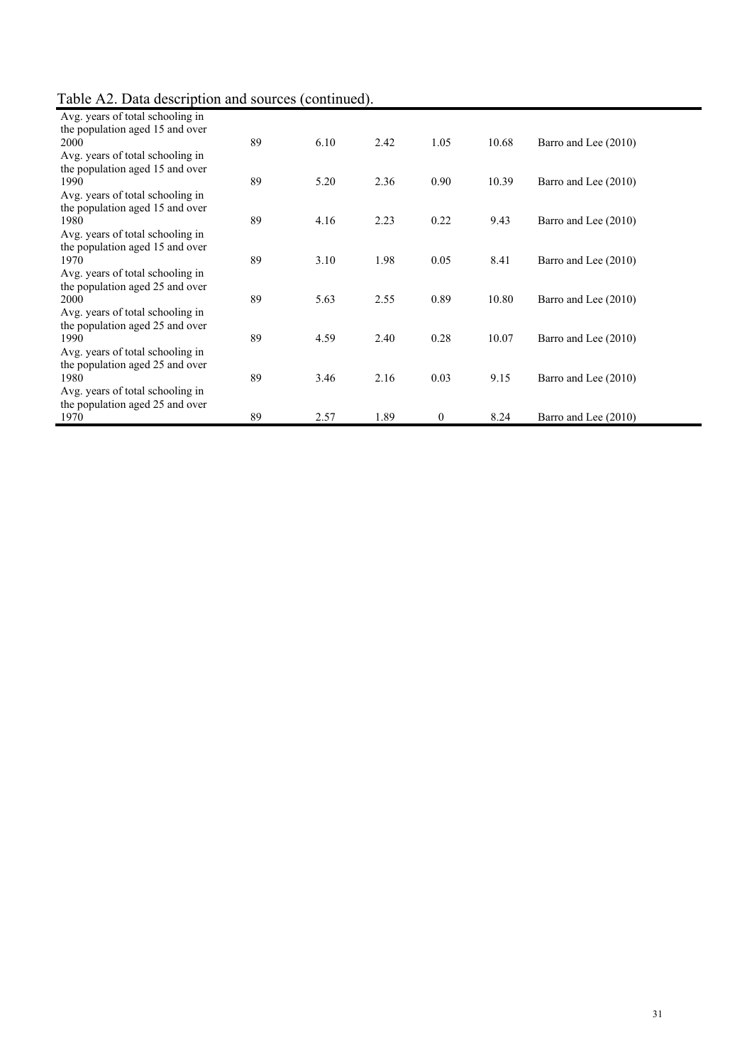Table A2. Data description and sources (continued).

| | | | | | | |
|---|---|---|---|---|---|---|
| Avg. years of total schooling in the population aged 15 and over 2000 | 89 | 6.10 | 2.42 | 1.05 | 10.68 | Barro and Lee (2010) |
| Avg. years of total schooling in the population aged 15 and over 1990 | 89 | 5.20 | 2.36 | 0.90 | 10.39 | Barro and Lee (2010) |
| Avg. years of total schooling in the population aged 15 and over 1980 | 89 | 4.16 | 2.23 | 0.22 | 9.43 | Barro and Lee (2010) |
| Avg. years of total schooling in the population aged 15 and over 1970 | 89 | 3.10 | 1.98 | 0.05 | 8.41 | Barro and Lee (2010) |
| Avg. years of total schooling in the population aged 25 and over 2000 | 89 | 5.63 | 2.55 | 0.89 | 10.80 | Barro and Lee (2010) |
| Avg. years of total schooling in the population aged 25 and over 1990 | 89 | 4.59 | 2.40 | 0.28 | 10.07 | Barro and Lee (2010) |
| Avg. years of total schooling in the population aged 25 and over 1980 | 89 | 3.46 | 2.16 | 0.03 | 9.15 | Barro and Lee (2010) |
| Avg. years of total schooling in the population aged 25 and over 1970 | 89 | 2.57 | 1.89 | 0 | 8.24 | Barro and Lee (2010) |